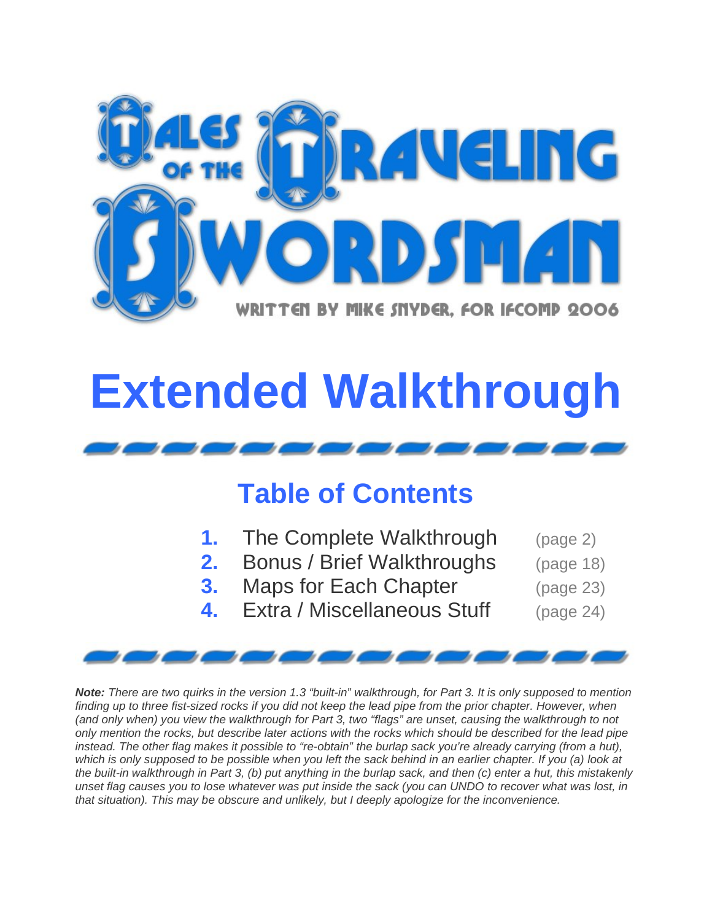# Tales of the Traveling Swordsman

WRITTEN BY MIKE SNYDER, FOR IFCOMP 2006

# Extended Walkthrough

## Table of Contents

1. The Complete Walkthrough (page 2)
2. Bonus / Brief Walkthroughs (page 18)
3. Maps for Each Chapter (page 23)
4. Extra / Miscellaneous Stuff (page 24)

***Note:*** *There are two quirks in the version 1.3 "built-in" walkthrough, for Part 3. It is only supposed to mention finding up to three fist-sized rocks if you did not keep the lead pipe from the prior chapter. However, when (and only when) you view the walkthrough for Part 3, two "flags" are unset, causing the walkthrough to not only mention the rocks, but describe later actions with the rocks which should be described for the lead pipe instead. The other flag makes it possible to "re-obtain" the burlap sack you're already carrying (from a hut), which is only supposed to be possible when you left the sack behind in an earlier chapter. If you (a) look at the built-in walkthrough in Part 3, (b) put anything in the burlap sack, and then (c) enter a hut, this mistakenly unset flag causes you to lose whatever was put inside the sack (you can UNDO to recover what was lost, in that situation). This may be obscure and unlikely, but I deeply apologize for the inconvenience.*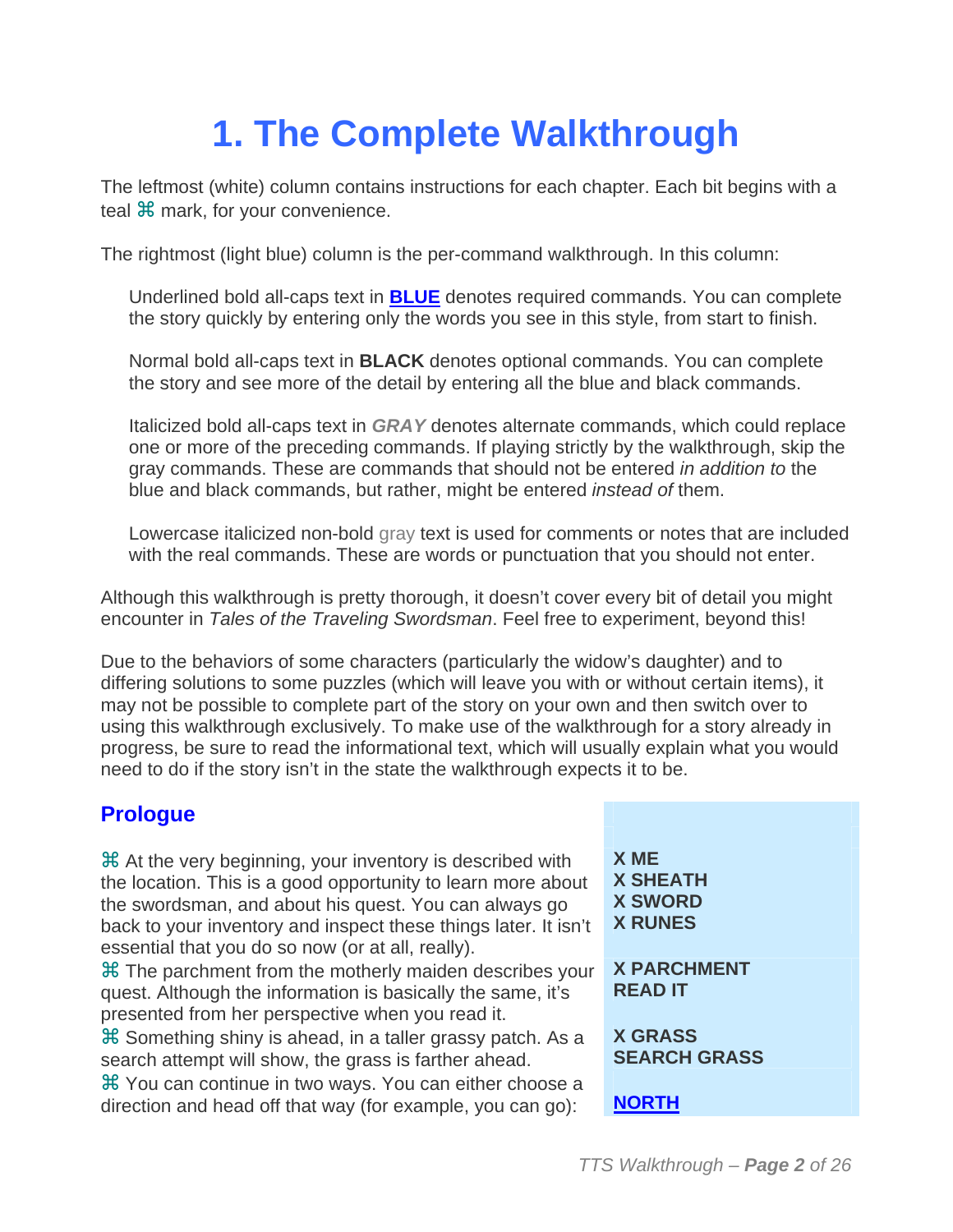# 1. The Complete Walkthrough

The leftmost (white) column contains instructions for each chapter. Each bit begins with a teal ⌘ mark, for your convenience.

The rightmost (light blue) column is the per-command walkthrough. In this column:

> Underlined bold all-caps text in **BLUE** denotes required commands. You can complete the story quickly by entering only the words you see in this style, from start to finish.
>
> Normal bold all-caps text in **BLACK** denotes optional commands. You can complete the story and see more of the detail by entering all the blue and black commands.
>
> Italicized bold all-caps text in ***GRAY*** denotes alternate commands, which could replace one or more of the preceding commands. If playing strictly by the walkthrough, skip the gray commands. These are commands that should not be entered *in addition to* the blue and black commands, but rather, might be entered *instead of* them.
>
> Lowercase italicized non-bold gray text is used for comments or notes that are included with the real commands. These are words or punctuation that you should not enter.

Although this walkthrough is pretty thorough, it doesn't cover every bit of detail you might encounter in *Tales of the Traveling Swordsman*. Feel free to experiment, beyond this!

Due to the behaviors of some characters (particularly the widow's daughter) and to differing solutions to some puzzles (which will leave you with or without certain items), it may not be possible to complete part of the story on your own and then switch over to using this walkthrough exclusively. To make use of the walkthrough for a story already in progress, be sure to read the informational text, which will usually explain what you would need to do if the story isn't in the state the walkthrough expects it to be.

## Prologue

| Instructions | Commands |
|---|---|
| ⌘ At the very beginning, your inventory is described with the location. This is a good opportunity to learn more about the swordsman, and about his quest. You can always go back to your inventory and inspect these things later. It isn't essential that you do so now (or at all, really). | **X ME**<br>**X SHEATH**<br>**X SWORD**<br>**X RUNES** |
| ⌘ The parchment from the motherly maiden describes your quest. Although the information is basically the same, it's presented from her perspective when you read it. | **X PARCHMENT**<br>**READ IT** |
| ⌘ Something shiny is ahead, in a taller grassy patch. As a search attempt will show, the grass is farther ahead. | **X GRASS**<br>**SEARCH GRASS** |
| ⌘ You can continue in two ways. You can either choose a direction and head off that way (for example, you can go): | **<u>NORTH</u>** |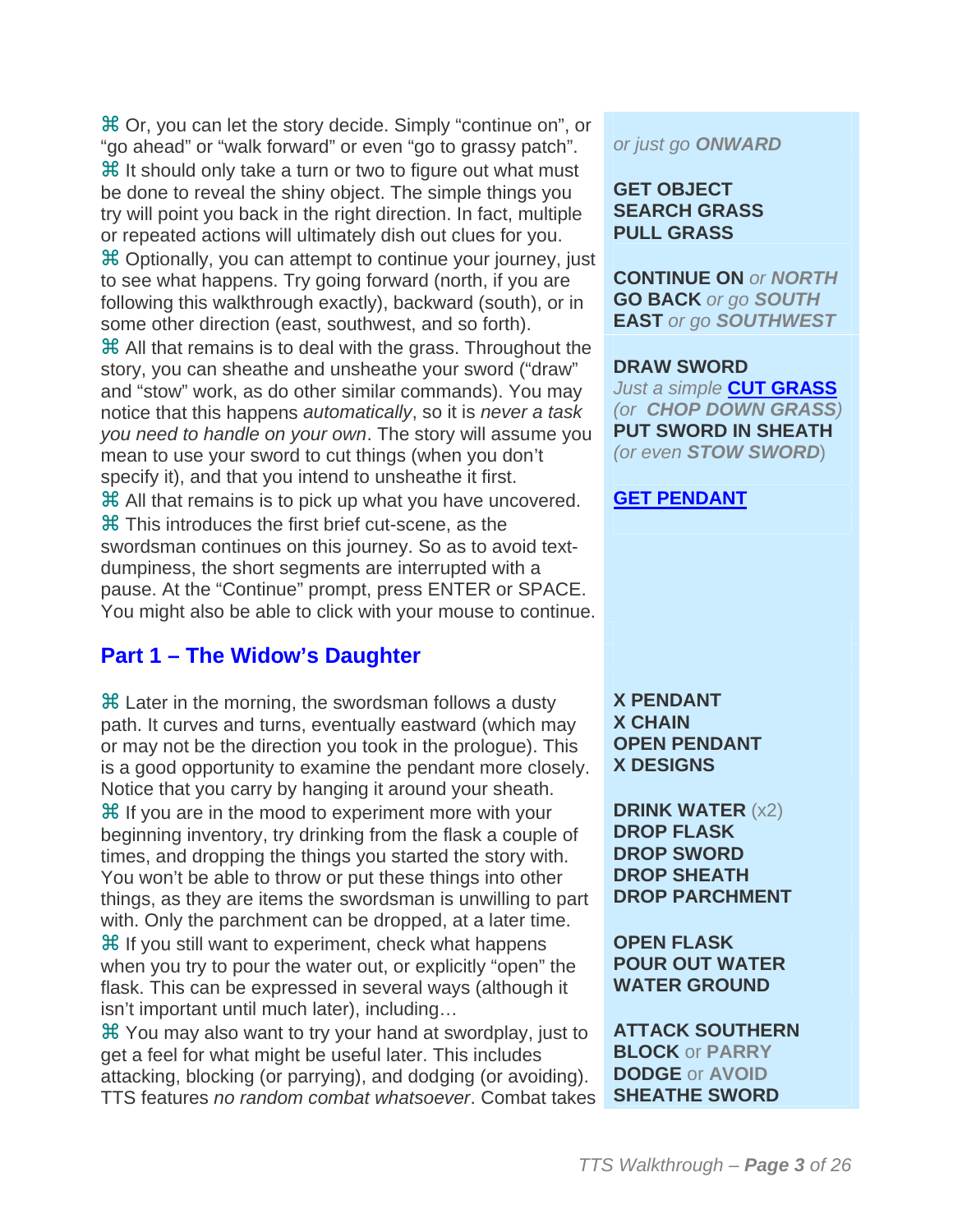⌘ Or, you can let the story decide. Simply "continue on", or "go ahead" or "walk forward" or even "go to grassy patch".

*or just go* ***ONWARD***

⌘ It should only take a turn or two to figure out what must be done to reveal the shiny object. The simple things you try will point you back in the right direction. In fact, multiple or repeated actions will ultimately dish out clues for you.

**GET OBJECT**
**SEARCH GRASS**
**PULL GRASS**

⌘ Optionally, you can attempt to continue your journey, just to see what happens. Try going forward (north, if you are following this walkthrough exactly), backward (south), or in some other direction (east, southwest, and so forth).

**CONTINUE ON** *or* ***NORTH***
**GO BACK** *or go* ***SOUTH***
**EAST** *or go* ***SOUTHWEST***

⌘ All that remains is to deal with the grass. Throughout the story, you can sheathe and unsheathe your sword ("draw" and "stow" work, as do other similar commands). You may notice that this happens *automatically*, so it is *never a task you need to handle on your own*. The story will assume you mean to use your sword to cut things (when you don't specify it), and that you intend to unsheathe it first.

**DRAW SWORD**
*Just a simple* **CUT GRASS**
*(or* ***CHOP DOWN GRASS****)*
**PUT SWORD IN SHEATH**
*(or even* ***STOW SWORD****)*

⌘ All that remains is to pick up what you have uncovered.

**GET PENDANT**

⌘ This introduces the first brief cut-scene, as the swordsman continues on this journey. So as to avoid text-dumpiness, the short segments are interrupted with a pause. At the "Continue" prompt, press ENTER or SPACE. You might also be able to click with your mouse to continue.

## Part 1 – The Widow's Daughter

⌘ Later in the morning, the swordsman follows a dusty path. It curves and turns, eventually eastward (which may or may not be the direction you took in the prologue). This is a good opportunity to examine the pendant more closely. Notice that you carry by hanging it around your sheath.

**X PENDANT**
**X CHAIN**
**OPEN PENDANT**
**X DESIGNS**

⌘ If you are in the mood to experiment more with your beginning inventory, try drinking from the flask a couple of times, and dropping the things you started the story with. You won't be able to throw or put these things into other things, as they are items the swordsman is unwilling to part with. Only the parchment can be dropped, at a later time.

**DRINK WATER** (x2)
**DROP FLASK**
**DROP SWORD**
**DROP SHEATH**
**DROP PARCHMENT**

⌘ If you still want to experiment, check what happens when you try to pour the water out, or explicitly "open" the flask. This can be expressed in several ways (although it isn't important until much later), including…

**OPEN FLASK**
**POUR OUT WATER**
**WATER GROUND**

⌘ You may also want to try your hand at swordplay, just to get a feel for what might be useful later. This includes attacking, blocking (or parrying), and dodging (or avoiding). TTS features *no random combat whatsoever*. Combat takes

**ATTACK SOUTHERN**
**BLOCK** or **PARRY**
**DODGE** or **AVOID**
**SHEATHE SWORD**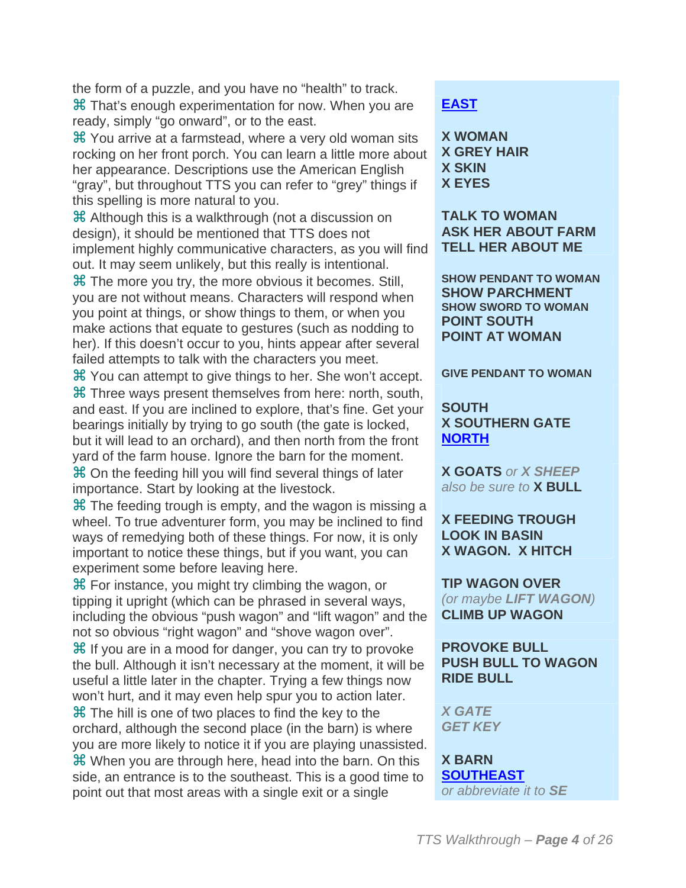the form of a puzzle, and you have no “health” to track.

⌘ That’s enough experimentation for now. When you are ready, simply “go onward”, or to the east.

⌘ You arrive at a farmstead, where a very old woman sits rocking on her front porch. You can learn a little more about her appearance. Descriptions use the American English “gray”, but throughout TTS you can refer to “grey” things if this spelling is more natural to you.

⌘ Although this is a walkthrough (not a discussion on design), it should be mentioned that TTS does not implement highly communicative characters, as you will find out. It may seem unlikely, but this really is intentional.

⌘ The more you try, the more obvious it becomes. Still, you are not without means. Characters will respond when you point at things, or show things to them, or when you make actions that equate to gestures (such as nodding to her). If this doesn’t occur to you, hints appear after several failed attempts to talk with the characters you meet.

⌘ You can attempt to give things to her. She won’t accept.

⌘ Three ways present themselves from here: north, south, and east. If you are inclined to explore, that’s fine. Get your bearings initially by trying to go south (the gate is locked, but it will lead to an orchard), and then north from the front yard of the farm house. Ignore the barn for the moment.

⌘ On the feeding hill you will find several things of later importance. Start by looking at the livestock.

⌘ The feeding trough is empty, and the wagon is missing a wheel. To true adventurer form, you may be inclined to find ways of remedying both of these things. For now, it is only important to notice these things, but if you want, you can experiment some before leaving here.

⌘ For instance, you might try climbing the wagon, or tipping it upright (which can be phrased in several ways, including the obvious “push wagon” and “lift wagon” and the not so obvious “right wagon” and “shove wagon over”.

⌘ If you are in a mood for danger, you can try to provoke the bull. Although it isn’t necessary at the moment, it will be useful a little later in the chapter. Trying a few things now won’t hurt, and it may even help spur you to action later.

⌘ The hill is one of two places to find the key to the orchard, although the second place (in the barn) is where you are more likely to notice it if you are playing unassisted.

⌘ When you are through here, head into the barn. On this side, an entrance is to the southeast. This is a good time to point out that most areas with a single exit or a single

**EAST**

**X WOMAN**
**X GREY HAIR**
**X SKIN**
**X EYES**

**TALK TO WOMAN**
**ASK HER ABOUT FARM**
**TELL HER ABOUT ME**

**SHOW PENDANT TO WOMAN**
**SHOW PARCHMENT**
**SHOW SWORD TO WOMAN**
**POINT SOUTH**
**POINT AT WOMAN**

**GIVE PENDANT TO WOMAN**

**SOUTH**
**X SOUTHERN GATE**
**NORTH**

**X GOATS** *or* ***X SHEEP***
*also be sure to* **X BULL**

**X FEEDING TROUGH**
**LOOK IN BASIN**
**X WAGON. X HITCH**

**TIP WAGON OVER**
*(or maybe* ***LIFT WAGON****)*
**CLIMB UP WAGON**

**PROVOKE BULL**
**PUSH BULL TO WAGON**
**RIDE BULL**

***X GATE***
***GET KEY***

**X BARN**
**SOUTHEAST**
*or abbreviate it to* ***SE***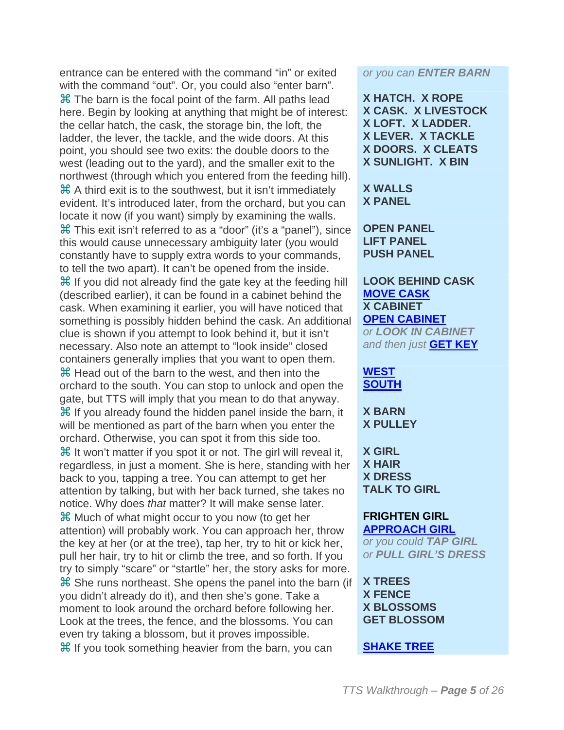entrance can be entered with the command "in" or exited with the command "out". Or, you could also "enter barn".

*or you can* ***ENTER BARN***

⌘ The barn is the focal point of the farm. All paths lead here. Begin by looking at anything that might be of interest: the cellar hatch, the cask, the storage bin, the loft, the ladder, the lever, the tackle, and the wide doors. At this point, you should see two exits: the double doors to the west (leading out to the yard), and the smaller exit to the northwest (through which you entered from the feeding hill).

**X HATCH. X ROPE**
**X CASK. X LIVESTOCK**
**X LOFT. X LADDER.**
**X LEVER. X TACKLE**
**X DOORS. X CLEATS**
**X SUNLIGHT. X BIN**

⌘ A third exit is to the southwest, but it isn't immediately evident. It's introduced later, from the orchard, but you can locate it now (if you want) simply by examining the walls.

**X WALLS**
**X PANEL**

⌘ This exit isn't referred to as a "door" (it's a "panel"), since this would cause unnecessary ambiguity later (you would constantly have to supply extra words to your commands, to tell the two apart). It can't be opened from the inside.

**OPEN PANEL**
**LIFT PANEL**
**PUSH PANEL**

⌘ If you did not already find the gate key at the feeding hill (described earlier), it can be found in a cabinet behind the cask. When examining it earlier, you will have noticed that something is possibly hidden behind the cask. An additional clue is shown if you attempt to look behind it, but it isn't necessary. Also note an attempt to "look inside" closed containers generally implies that you want to open them.

**LOOK BEHIND CASK**
**MOVE CASK**
**X CABINET**
**OPEN CABINET**
*or* ***LOOK IN CABINET***
*and then just* **GET KEY**

⌘ Head out of the barn to the west, and then into the orchard to the south. You can stop to unlock and open the gate, but TTS will imply that you mean to do that anyway.

**WEST**
**SOUTH**

⌘ If you already found the hidden panel inside the barn, it will be mentioned as part of the barn when you enter the orchard. Otherwise, you can spot it from this side too.

**X BARN**
**X PULLEY**

⌘ It won't matter if you spot it or not. The girl will reveal it, regardless, in just a moment. She is here, standing with her back to you, tapping a tree. You can attempt to get her attention by talking, but with her back turned, she takes no notice. Why does *that* matter? It will make sense later.

**X GIRL**
**X HAIR**
**X DRESS**
**TALK TO GIRL**

⌘ Much of what might occur to you now (to get her attention) will probably work. You can approach her, throw the key at her (or at the tree), tap her, try to hit or kick her, pull her hair, try to hit or climb the tree, and so forth. If you try to simply "scare" or "startle" her, the story asks for more.

**FRIGHTEN GIRL**
**APPROACH GIRL**
*or you could* ***TAP GIRL***
*or* ***PULL GIRL'S DRESS***

⌘ She runs northeast. She opens the panel into the barn (if you didn't already do it), and then she's gone. Take a moment to look around the orchard before following her. Look at the trees, the fence, and the blossoms. You can even try taking a blossom, but it proves impossible.

**X TREES**
**X FENCE**
**X BLOSSOMS**
**GET BLOSSOM**

⌘ If you took something heavier from the barn, you can

**SHAKE TREE**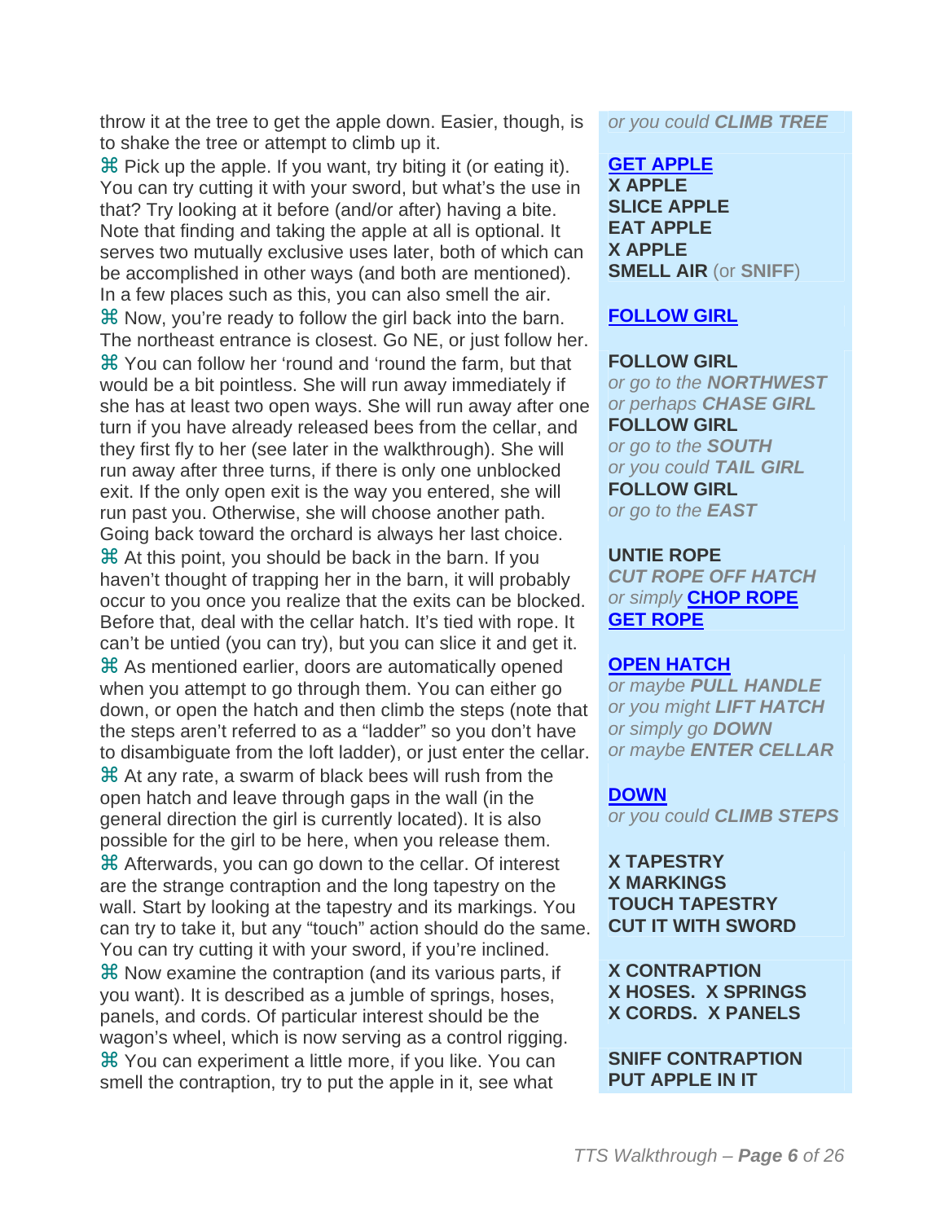throw it at the tree to get the apple down. Easier, though, is to shake the tree or attempt to climb up it.

*or you could* ***CLIMB TREE***

⌘ Pick up the apple. If you want, try biting it (or eating it). You can try cutting it with your sword, but what's the use in that? Try looking at it before (and/or after) having a bite. Note that finding and taking the apple at all is optional. It serves two mutually exclusive uses later, both of which can be accomplished in other ways (and both are mentioned). In a few places such as this, you can also smell the air.

**GET APPLE**
**X APPLE**
**SLICE APPLE**
**EAT APPLE**
**X APPLE**
**SMELL AIR** (or **SNIFF**)

⌘ Now, you're ready to follow the girl back into the barn. The northeast entrance is closest. Go NE, or just follow her.

**FOLLOW GIRL**

⌘ You can follow her 'round and 'round the farm, but that would be a bit pointless. She will run away immediately if she has at least two open ways. She will run away after one turn if you have already released bees from the cellar, and they first fly to her (see later in the walkthrough). She will run away after three turns, if there is only one unblocked exit. If the only open exit is the way you entered, she will run past you. Otherwise, she will choose another path. Going back toward the orchard is always her last choice.

**FOLLOW GIRL**
*or go to the* ***NORTHWEST***
*or perhaps* ***CHASE GIRL***
**FOLLOW GIRL**
*or go to the* ***SOUTH***
*or you could* ***TAIL GIRL***
**FOLLOW GIRL**
*or go to the* ***EAST***

⌘ At this point, you should be back in the barn. If you haven't thought of trapping her in the barn, it will probably occur to you once you realize that the exits can be blocked. Before that, deal with the cellar hatch. It's tied with rope. It can't be untied (you can try), but you can slice it and get it.

**UNTIE ROPE**
***CUT ROPE OFF HATCH***
*or simply* **CHOP ROPE**
**GET ROPE**

⌘ As mentioned earlier, doors are automatically opened when you attempt to go through them. You can either go down, or open the hatch and then climb the steps (note that the steps aren't referred to as a "ladder" so you don't have to disambiguate from the loft ladder), or just enter the cellar.

**OPEN HATCH**
*or maybe* ***PULL HANDLE***
*or you might* ***LIFT HATCH***
*or simply go* ***DOWN***
*or maybe* ***ENTER CELLAR***

⌘ At any rate, a swarm of black bees will rush from the open hatch and leave through gaps in the wall (in the general direction the girl is currently located). It is also possible for the girl to be here, when you release them.

**DOWN**
*or you could* ***CLIMB STEPS***

⌘ Afterwards, you can go down to the cellar. Of interest are the strange contraption and the long tapestry on the wall. Start by looking at the tapestry and its markings. You can try to take it, but any "touch" action should do the same. You can try cutting it with your sword, if you're inclined.

**X TAPESTRY**
**X MARKINGS**
**TOUCH TAPESTRY**
**CUT IT WITH SWORD**

⌘ Now examine the contraption (and its various parts, if you want). It is described as a jumble of springs, hoses, panels, and cords. Of particular interest should be the wagon's wheel, which is now serving as a control rigging.

**X CONTRAPTION**
**X HOSES. X SPRINGS**
**X CORDS. X PANELS**

⌘ You can experiment a little more, if you like. You can smell the contraption, try to put the apple in it, see what

**SNIFF CONTRAPTION**
**PUT APPLE IN IT**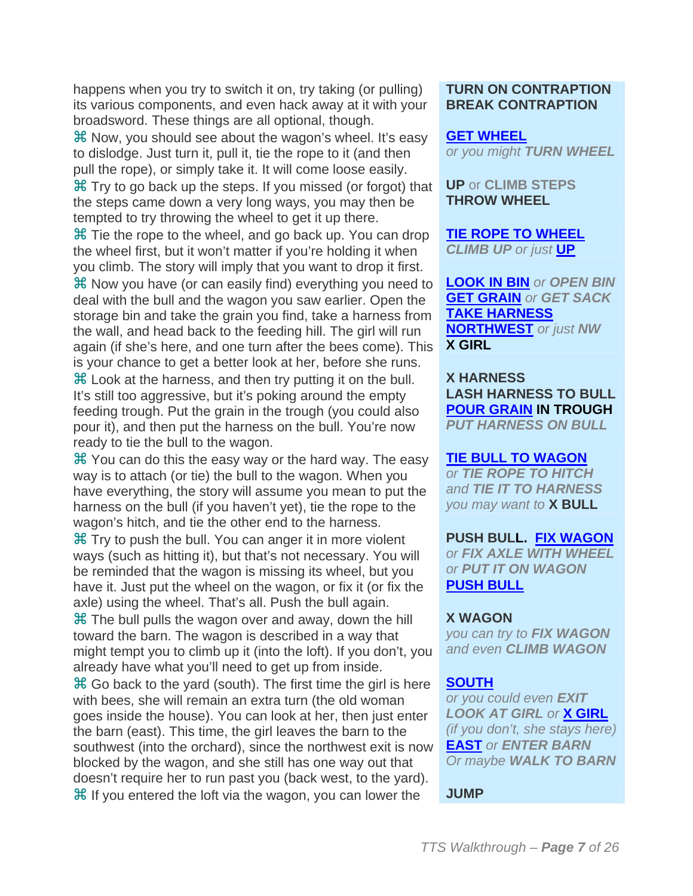happens when you try to switch it on, try taking (or pulling) its various components, and even hack away at it with your broadsword. These things are all optional, though.

**TURN ON CONTRAPTION**
**BREAK CONTRAPTION**

⌘ Now, you should see about the wagon's wheel. It's easy to dislodge. Just turn it, pull it, tie the rope to it (and then pull the rope), or simply take it. It will come loose easily.

**GET WHEEL**
*or you might* ***TURN WHEEL***

⌘ Try to go back up the steps. If you missed (or forgot) that the steps came down a very long ways, you may then be tempted to try throwing the wheel to get it up there.

**UP** or **CLIMB STEPS**
**THROW WHEEL**

⌘ Tie the rope to the wheel, and go back up. You can drop the wheel first, but it won't matter if you're holding it when you climb. The story will imply that you want to drop it first.

**TIE ROPE TO WHEEL**
***CLIMB UP*** *or just* **UP**

⌘ Now you have (or can easily find) everything you need to deal with the bull and the wagon you saw earlier. Open the storage bin and take the grain you find, take a harness from the wall, and head back to the feeding hill. The girl will run again (if she's here, and one turn after the bees come). This is your chance to get a better look at her, before she runs.

**LOOK IN BIN** *or* ***OPEN BIN***
**GET GRAIN** *or* ***GET SACK***
**TAKE HARNESS**
**NORTHWEST** *or just* ***NW***
**X GIRL**

⌘ Look at the harness, and then try putting it on the bull. It's still too aggressive, but it's poking around the empty feeding trough. Put the grain in the trough (you could also pour it), and then put the harness on the bull. You're now ready to tie the bull to the wagon.

**X HARNESS**
**LASH HARNESS TO BULL**
**POUR GRAIN IN TROUGH**
***PUT HARNESS ON BULL***

⌘ You can do this the easy way or the hard way. The easy way is to attach (or tie) the bull to the wagon. When you have everything, the story will assume you mean to put the harness on the bull (if you haven't yet), tie the rope to the wagon's hitch, and tie the other end to the harness.

**TIE BULL TO WAGON**
*or* ***TIE ROPE TO HITCH***
*and* ***TIE IT TO HARNESS***
*you may want to* **X BULL**

⌘ Try to push the bull. You can anger it in more violent ways (such as hitting it), but that's not necessary. You will be reminded that the wagon is missing its wheel, but you have it. Just put the wheel on the wagon, or fix it (or fix the axle) using the wheel. That's all. Push the bull again.

**PUSH BULL. FIX WAGON**
*or* ***FIX AXLE WITH WHEEL***
*or* ***PUT IT ON WAGON***
**PUSH BULL**

⌘ The bull pulls the wagon over and away, down the hill toward the barn. The wagon is described in a way that might tempt you to climb up it (into the loft). If you don't, you already have what you'll need to get up from inside.

**X WAGON**
*you can try to* ***FIX WAGON***
*and even* ***CLIMB WAGON***

⌘ Go back to the yard (south). The first time the girl is here with bees, she will remain an extra turn (the old woman goes inside the house). You can look at her, then just enter the barn (east). This time, the girl leaves the barn to the southwest (into the orchard), since the northwest exit is now blocked by the wagon, and she still has one way out that doesn't require her to run past you (back west, to the yard).

**SOUTH**
*or you could even* ***EXIT***
***LOOK AT GIRL*** *or* **X GIRL**
*(if you don't, she stays here)*
**EAST** *or* ***ENTER BARN***
*Or maybe* ***WALK TO BARN***

⌘ If you entered the loft via the wagon, you can lower the

**JUMP**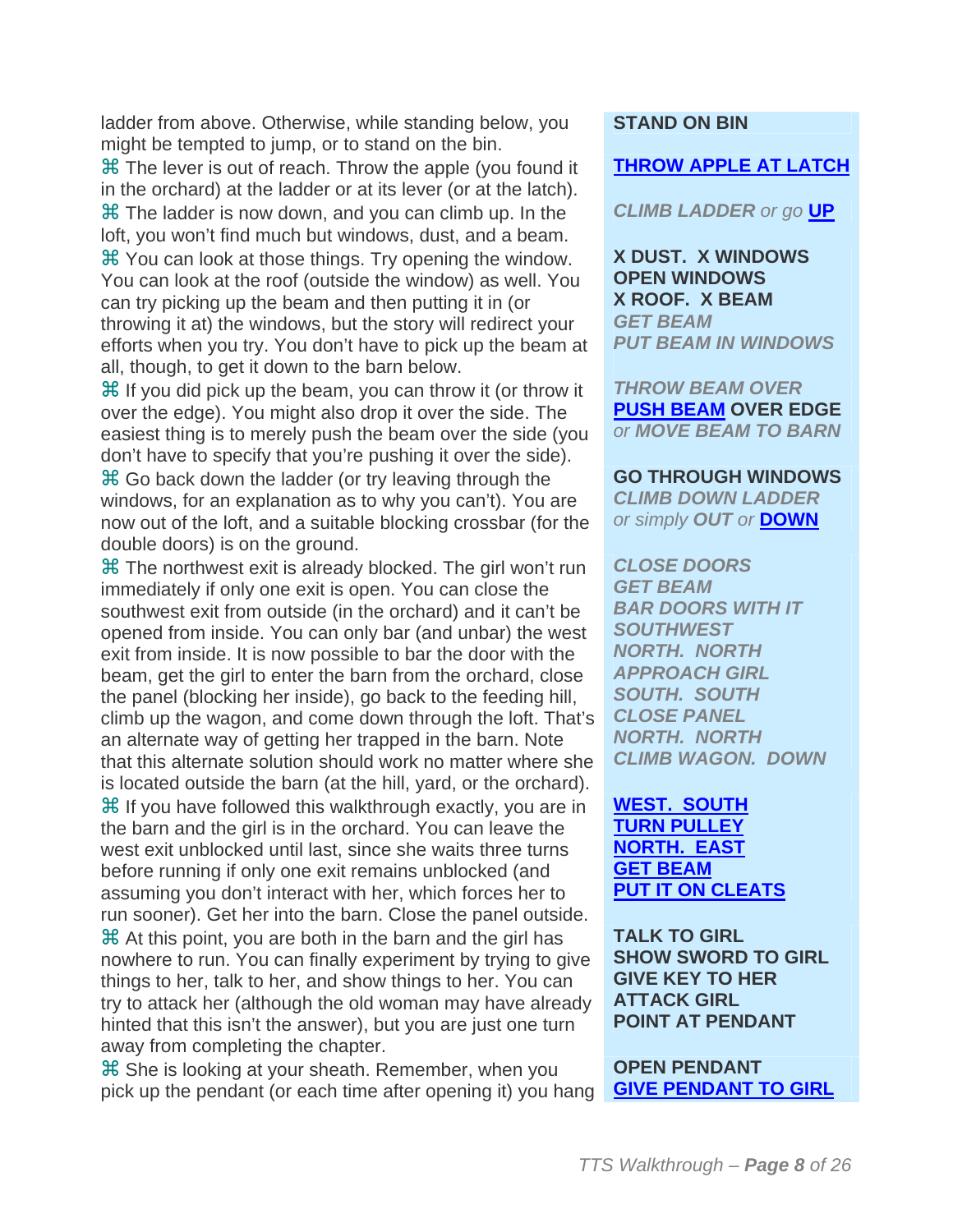ladder from above. Otherwise, while standing below, you might be tempted to jump, or to stand on the bin.

⌘ The lever is out of reach. Throw the apple (you found it in the orchard) at the ladder or at its lever (or at the latch).

⌘ The ladder is now down, and you can climb up. In the loft, you won't find much but windows, dust, and a beam.

⌘ You can look at those things. Try opening the window. You can look at the roof (outside the window) as well. You can try picking up the beam and then putting it in (or throwing it at) the windows, but the story will redirect your efforts when you try. You don't have to pick up the beam at all, though, to get it down to the barn below.

⌘ If you did pick up the beam, you can throw it (or throw it over the edge). You might also drop it over the side. The easiest thing is to merely push the beam over the side (you don't have to specify that you're pushing it over the side).

⌘ Go back down the ladder (or try leaving through the windows, for an explanation as to why you can't). You are now out of the loft, and a suitable blocking crossbar (for the double doors) is on the ground.

⌘ The northwest exit is already blocked. The girl won't run immediately if only one exit is open. You can close the southwest exit from outside (in the orchard) and it can't be opened from inside. You can only bar (and unbar) the west exit from inside. It is now possible to bar the door with the beam, get the girl to enter the barn from the orchard, close the panel (blocking her inside), go back to the feeding hill, climb up the wagon, and come down through the loft. That's an alternate way of getting her trapped in the barn. Note that this alternate solution should work no matter where she is located outside the barn (at the hill, yard, or the orchard).

⌘ If you have followed this walkthrough exactly, you are in the barn and the girl is in the orchard. You can leave the west exit unblocked until last, since she waits three turns before running if only one exit remains unblocked (and assuming you don't interact with her, which forces her to run sooner). Get her into the barn. Close the panel outside.

⌘ At this point, you are both in the barn and the girl has nowhere to run. You can finally experiment by trying to give things to her, talk to her, and show things to her. You can try to attack her (although the old woman may have already hinted that this isn't the answer), but you are just one turn away from completing the chapter.

⌘ She is looking at your sheath. Remember, when you pick up the pendant (or each time after opening it) you hang

**STAND ON BIN**

**THROW APPLE AT LATCH**

*CLIMB LADDER or go* **UP**

**X DUST. X WINDOWS**
**OPEN WINDOWS**
**X ROOF. X BEAM**
*GET BEAM*
*PUT BEAM IN WINDOWS*

*THROW BEAM OVER*
**PUSH BEAM OVER EDGE**
*or MOVE BEAM TO BARN*

**GO THROUGH WINDOWS**
*CLIMB DOWN LADDER*
*or simply OUT or* **DOWN**

*CLOSE DOORS*
*GET BEAM*
*BAR DOORS WITH IT*
*SOUTHWEST*
*NORTH. NORTH*
*APPROACH GIRL*
*SOUTH. SOUTH*
*CLOSE PANEL*
*NORTH. NORTH*
*CLIMB WAGON. DOWN*

**WEST. SOUTH**
**TURN PULLEY**
**NORTH. EAST**
**GET BEAM**
**PUT IT ON CLEATS**

**TALK TO GIRL**
**SHOW SWORD TO GIRL**
**GIVE KEY TO HER**
**ATTACK GIRL**
**POINT AT PENDANT**

**OPEN PENDANT**
**GIVE PENDANT TO GIRL**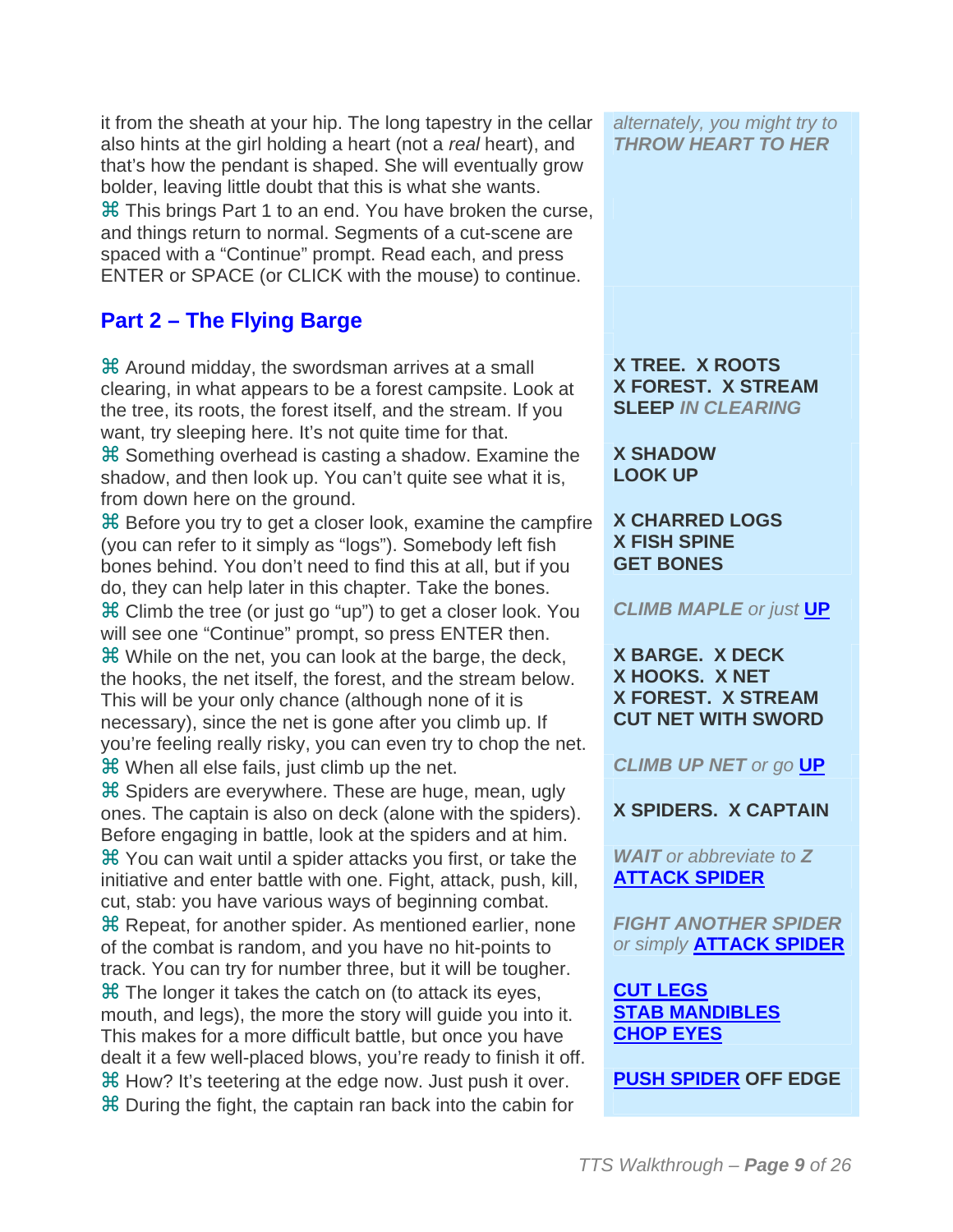it from the sheath at your hip. The long tapestry in the cellar also hints at the girl holding a heart (not a *real* heart), and that's how the pendant is shaped. She will eventually grow bolder, leaving little doubt that this is what she wants.

*alternately, you might try to* ***THROW HEART TO HER***

⌘ This brings Part 1 to an end. You have broken the curse, and things return to normal. Segments of a cut-scene are spaced with a "Continue" prompt. Read each, and press ENTER or SPACE (or CLICK with the mouse) to continue.

## Part 2 – The Flying Barge

⌘ Around midday, the swordsman arrives at a small clearing, in what appears to be a forest campsite. Look at the tree, its roots, the forest itself, and the stream. If you want, try sleeping here. It's not quite time for that.

**X TREE. X ROOTS**
**X FOREST. X STREAM**
**SLEEP** ***IN CLEARING***

⌘ Something overhead is casting a shadow. Examine the shadow, and then look up. You can't quite see what it is, from down here on the ground.

**X SHADOW**
**LOOK UP**

⌘ Before you try to get a closer look, examine the campfire (you can refer to it simply as "logs"). Somebody left fish bones behind. You don't need to find this at all, but if you do, they can help later in this chapter. Take the bones.

**X CHARRED LOGS**
**X FISH SPINE**
**GET BONES**

⌘ Climb the tree (or just go "up") to get a closer look. You will see one "Continue" prompt, so press ENTER then.

***CLIMB MAPLE*** *or just* **UP**

⌘ While on the net, you can look at the barge, the deck, the hooks, the net itself, the forest, and the stream below. This will be your only chance (although none of it is necessary), since the net is gone after you climb up. If you're feeling really risky, you can even try to chop the net.

**X BARGE. X DECK**
**X HOOKS. X NET**
**X FOREST. X STREAM**
**CUT NET WITH SWORD**

⌘ When all else fails, just climb up the net.

***CLIMB UP NET*** *or go* **UP**

⌘ Spiders are everywhere. These are huge, mean, ugly ones. The captain is also on deck (alone with the spiders). Before engaging in battle, look at the spiders and at him.

**X SPIDERS. X CAPTAIN**

⌘ You can wait until a spider attacks you first, or take the initiative and enter battle with one. Fight, attack, push, kill, cut, stab: you have various ways of beginning combat.

***WAIT*** *or abbreviate to* ***Z***
**ATTACK SPIDER**

⌘ Repeat, for another spider. As mentioned earlier, none of the combat is random, and you have no hit-points to track. You can try for number three, but it will be tougher.

***FIGHT ANOTHER SPIDER*** *or simply* **ATTACK SPIDER**

⌘ The longer it takes the catch on (to attack its eyes, mouth, and legs), the more the story will guide you into it. This makes for a more difficult battle, but once you have dealt it a few well-placed blows, you're ready to finish it off.

**CUT LEGS**
**STAB MANDIBLES**
**CHOP EYES**

⌘ How? It's teetering at the edge now. Just push it over.

**PUSH SPIDER OFF EDGE**

⌘ During the fight, the captain ran back into the cabin for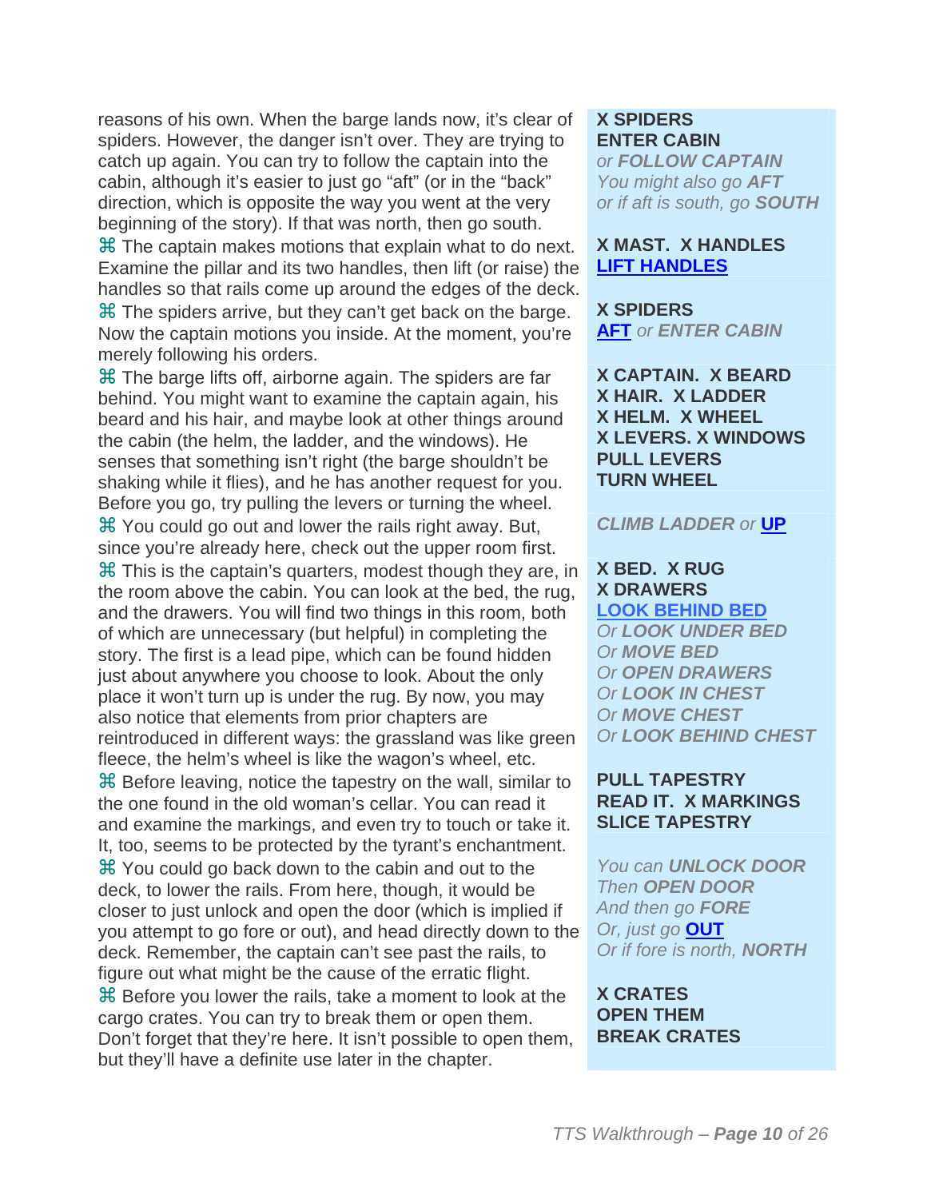reasons of his own. When the barge lands now, it's clear of spiders. However, the danger isn't over. They are trying to catch up again. You can try to follow the captain into the cabin, although it's easier to just go "aft" (or in the "back" direction, which is opposite the way you went at the very beginning of the story). If that was north, then go south.

> **X SPIDERS**
> **ENTER CABIN**
> *or **FOLLOW CAPTAIN***
> *You might also go **AFT***
> *or if aft is south, go **SOUTH***

⌘ The captain makes motions that explain what to do next. Examine the pillar and its two handles, then lift (or raise) the handles so that rails come up around the edges of the deck.

> **X MAST. X HANDLES**
> **LIFT HANDLES**

⌘ The spiders arrive, but they can't get back on the barge. Now the captain motions you inside. At the moment, you're merely following his orders.

> **X SPIDERS**
> **AFT** *or **ENTER CABIN***

⌘ The barge lifts off, airborne again. The spiders are far behind. You might want to examine the captain again, his beard and his hair, and maybe look at other things around the cabin (the helm, the ladder, and the windows). He senses that something isn't right (the barge shouldn't be shaking while it flies), and he has another request for you. Before you go, try pulling the levers or turning the wheel.

> **X CAPTAIN. X BEARD**
> **X HAIR. X LADDER**
> **X HELM. X WHEEL**
> **X LEVERS. X WINDOWS**
> **PULL LEVERS**
> **TURN WHEEL**

⌘ You could go out and lower the rails right away. But, since you're already here, check out the upper room first.

> ***CLIMB LADDER** or **UP***

⌘ This is the captain's quarters, modest though they are, in the room above the cabin. You can look at the bed, the rug, and the drawers. You will find two things in this room, both of which are unnecessary (but helpful) in completing the story. The first is a lead pipe, which can be found hidden just about anywhere you choose to look. About the only place it won't turn up is under the rug. By now, you may also notice that elements from prior chapters are reintroduced in different ways: the grassland was like green fleece, the helm's wheel is like the wagon's wheel, etc.

> **X BED. X RUG**
> **X DRAWERS**
> **LOOK BEHIND BED**
> *Or **LOOK UNDER BED***
> *Or **MOVE BED***
> *Or **OPEN DRAWERS***
> *Or **LOOK IN CHEST***
> *Or **MOVE CHEST***
> *Or **LOOK BEHIND CHEST***

⌘ Before leaving, notice the tapestry on the wall, similar to the one found in the old woman's cellar. You can read it and examine the markings, and even try to touch or take it. It, too, seems to be protected by the tyrant's enchantment.

> **PULL TAPESTRY**
> **READ IT. X MARKINGS**
> **SLICE TAPESTRY**

⌘ You could go back down to the cabin and out to the deck, to lower the rails. From here, though, it would be closer to just unlock and open the door (which is implied if you attempt to go fore or out), and head directly down to the deck. Remember, the captain can't see past the rails, to figure out what might be the cause of the erratic flight.

> *You can **UNLOCK DOOR***
> *Then **OPEN DOOR***
> *And then go **FORE***
> *Or, just go **OUT***
> *Or if fore is north, **NORTH***

⌘ Before you lower the rails, take a moment to look at the cargo crates. You can try to break them or open them. Don't forget that they're here. It isn't possible to open them, but they'll have a definite use later in the chapter.

> **X CRATES**
> **OPEN THEM**
> **BREAK CRATES**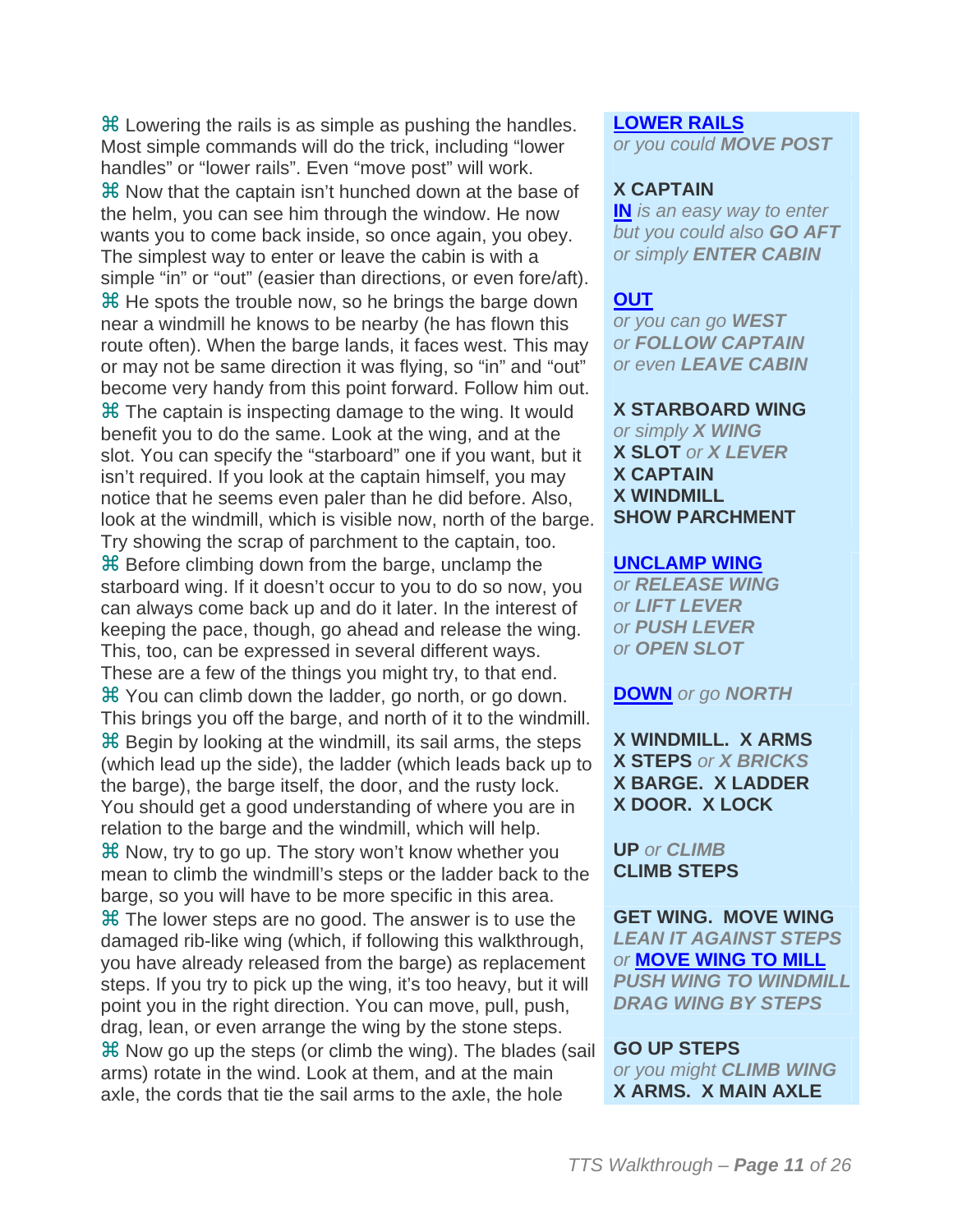⌘ Lowering the rails is as simple as pushing the handles. Most simple commands will do the trick, including “lower handles” or “lower rails”. Even “move post” will work.

**LOWER RAILS**
*or you could* ***MOVE POST***

⌘ Now that the captain isn’t hunched down at the base of the helm, you can see him through the window. He now wants you to come back inside, so once again, you obey. The simplest way to enter or leave the cabin is with a simple “in” or “out” (easier than directions, or even fore/aft).

**X CAPTAIN**
**IN** *is an easy way to enter but you could also* ***GO AFT*** *or simply* ***ENTER CABIN***

⌘ He spots the trouble now, so he brings the barge down near a windmill he knows to be nearby (he has flown this route often). When the barge lands, it faces west. This may or may not be same direction it was flying, so “in” and “out” become very handy from this point forward. Follow him out.

**OUT**
*or you can go* ***WEST***
*or* ***FOLLOW CAPTAIN***
*or even* ***LEAVE CABIN***

⌘ The captain is inspecting damage to the wing. It would benefit you to do the same. Look at the wing, and at the slot. You can specify the “starboard” one if you want, but it isn’t required. If you look at the captain himself, you may notice that he seems even paler than he did before. Also, look at the windmill, which is visible now, north of the barge. Try showing the scrap of parchment to the captain, too.

**X STARBOARD WING**
*or simply* ***X WING***
**X SLOT** *or* ***X LEVER***
**X CAPTAIN**
**X WINDMILL**
**SHOW PARCHMENT**

⌘ Before climbing down from the barge, unclamp the starboard wing. If it doesn’t occur to you to do so now, you can always come back up and do it later. In the interest of keeping the pace, though, go ahead and release the wing. This, too, can be expressed in several different ways. These are a few of the things you might try, to that end.

**UNCLAMP WING**
*or* ***RELEASE WING***
*or* ***LIFT LEVER***
*or* ***PUSH LEVER***
*or* ***OPEN SLOT***

⌘ You can climb down the ladder, go north, or go down. This brings you off the barge, and north of it to the windmill.

**DOWN** *or go* ***NORTH***

⌘ Begin by looking at the windmill, its sail arms, the steps (which lead up the side), the ladder (which leads back up to the barge), the barge itself, the door, and the rusty lock. You should get a good understanding of where you are in relation to the barge and the windmill, which will help.

**X WINDMILL. X ARMS**
**X STEPS** *or* ***X BRICKS***
**X BARGE. X LADDER**
**X DOOR. X LOCK**

⌘ Now, try to go up. The story won’t know whether you mean to climb the windmill’s steps or the ladder back to the barge, so you will have to be more specific in this area.

**UP** *or* ***CLIMB***
**CLIMB STEPS**

⌘ The lower steps are no good. The answer is to use the damaged rib-like wing (which, if following this walkthrough, you have already released from the barge) as replacement steps. If you try to pick up the wing, it’s too heavy, but it will point you in the right direction. You can move, pull, push, drag, lean, or even arrange the wing by the stone steps.

**GET WING. MOVE WING**
***LEAN IT AGAINST STEPS***
*or* **MOVE WING TO MILL**
***PUSH WING TO WINDMILL***
***DRAG WING BY STEPS***

⌘ Now go up the steps (or climb the wing). The blades (sail arms) rotate in the wind. Look at them, and at the main axle, the cords that tie the sail arms to the axle, the hole

**GO UP STEPS**
*or you might* ***CLIMB WING***
**X ARMS. X MAIN AXLE**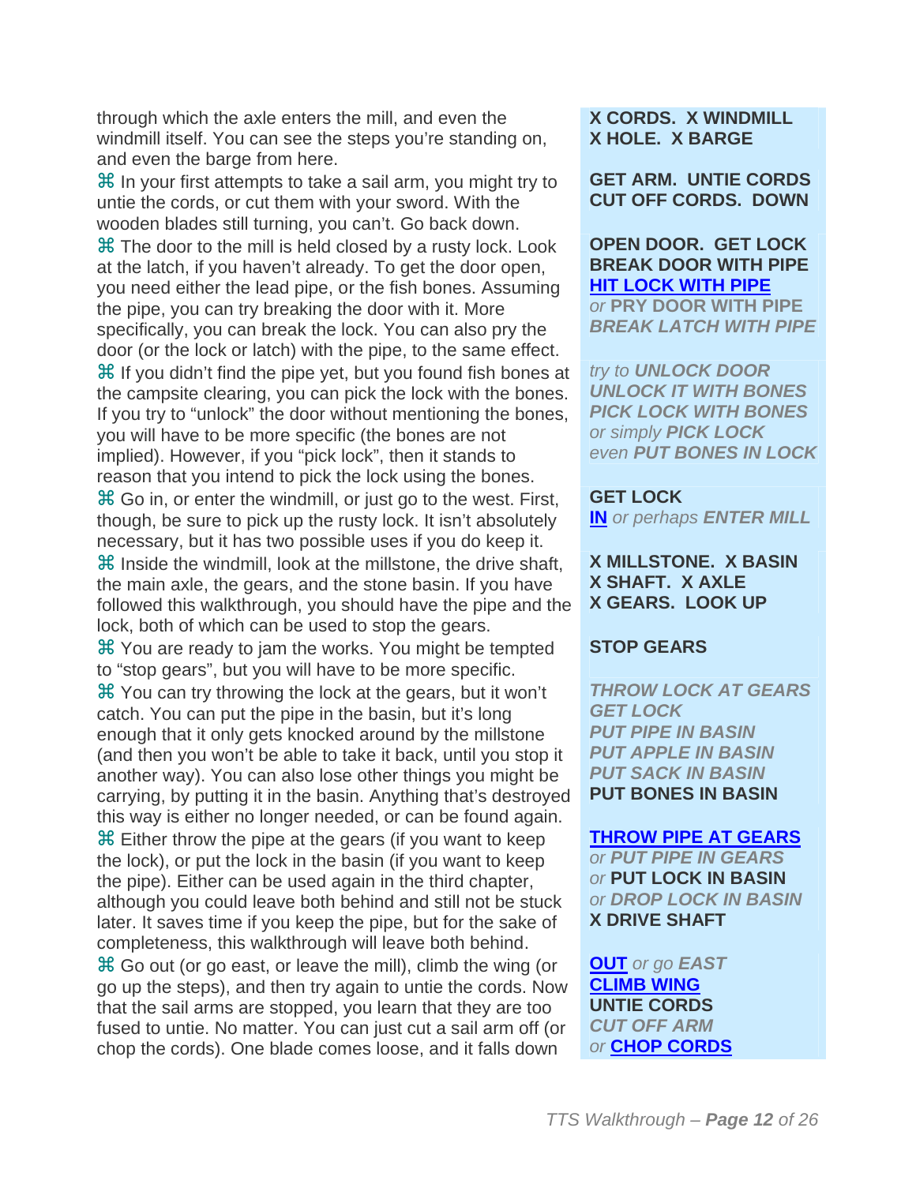through which the axle enters the mill, and even the windmill itself. You can see the steps you're standing on, and even the barge from here.

**X CORDS. X WINDMILL**
**X HOLE. X BARGE**

⌘ In your first attempts to take a sail arm, you might try to untie the cords, or cut them with your sword. With the wooden blades still turning, you can't. Go back down.

**GET ARM. UNTIE CORDS**
**CUT OFF CORDS. DOWN**

⌘ The door to the mill is held closed by a rusty lock. Look at the latch, if you haven't already. To get the door open, you need either the lead pipe, or the fish bones. Assuming the pipe, you can try breaking the door with it. More specifically, you can break the lock. You can also pry the door (or the lock or latch) with the pipe, to the same effect.

**OPEN DOOR. GET LOCK**
**BREAK DOOR WITH PIPE**
**HIT LOCK WITH PIPE**
*or* ***PRY DOOR WITH PIPE***
***BREAK LATCH WITH PIPE***

⌘ If you didn't find the pipe yet, but you found fish bones at the campsite clearing, you can pick the lock with the bones. If you try to "unlock" the door without mentioning the bones, you will have to be more specific (the bones are not implied). However, if you "pick lock", then it stands to reason that you intend to pick the lock using the bones.

*try to* ***UNLOCK DOOR***
***UNLOCK IT WITH BONES***
***PICK LOCK WITH BONES***
*or simply* ***PICK LOCK***
*even* ***PUT BONES IN LOCK***

⌘ Go in, or enter the windmill, or just go to the west. First, though, be sure to pick up the rusty lock. It isn't absolutely necessary, but it has two possible uses if you do keep it.

**GET LOCK**
**IN** *or perhaps* ***ENTER MILL***

⌘ Inside the windmill, look at the millstone, the drive shaft, the main axle, the gears, and the stone basin. If you have followed this walkthrough, you should have the pipe and the lock, both of which can be used to stop the gears.

**X MILLSTONE. X BASIN**
**X SHAFT. X AXLE**
**X GEARS. LOOK UP**

⌘ You are ready to jam the works. You might be tempted to "stop gears", but you will have to be more specific.

**STOP GEARS**

⌘ You can try throwing the lock at the gears, but it won't catch. You can put the pipe in the basin, but it's long enough that it only gets knocked around by the millstone (and then you won't be able to take it back, until you stop it another way). You can also lose other things you might be carrying, by putting it in the basin. Anything that's destroyed this way is either no longer needed, or can be found again.

***THROW LOCK AT GEARS***
***GET LOCK***
***PUT PIPE IN BASIN***
***PUT APPLE IN BASIN***
***PUT SACK IN BASIN***
**PUT BONES IN BASIN**

⌘ Either throw the pipe at the gears (if you want to keep the lock), or put the lock in the basin (if you want to keep the pipe). Either can be used again in the third chapter, although you could leave both behind and still not be stuck later. It saves time if you keep the pipe, but for the sake of completeness, this walkthrough will leave both behind.

**THROW PIPE AT GEARS**
*or* ***PUT PIPE IN GEARS***
*or* **PUT LOCK IN BASIN**
*or* ***DROP LOCK IN BASIN***
**X DRIVE SHAFT**

⌘ Go out (or go east, or leave the mill), climb the wing (or go up the steps), and then try again to untie the cords. Now that the sail arms are stopped, you learn that they are too fused to untie. No matter. You can just cut a sail arm off (or chop the cords). One blade comes loose, and it falls down

**OUT** *or go* ***EAST***
**CLIMB WING**
**UNTIE CORDS**
***CUT OFF ARM***
*or* **CHOP CORDS**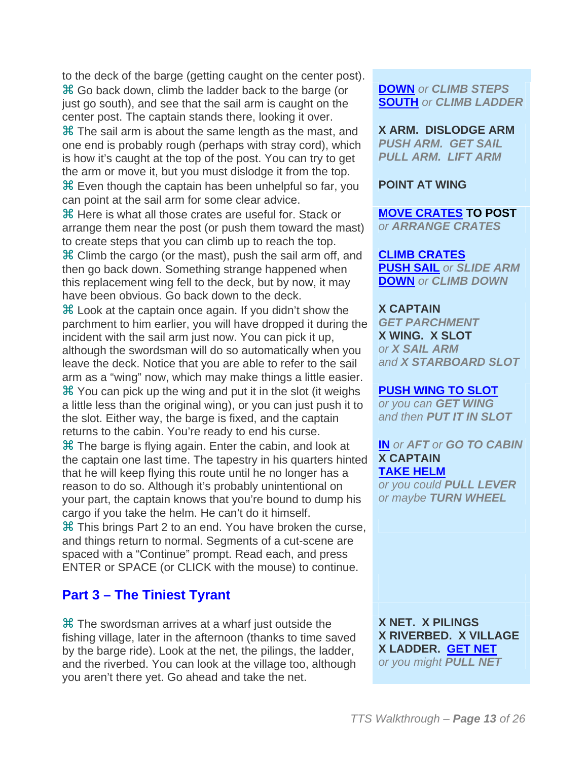to the deck of the barge (getting caught on the center post).

⌘ Go back down, climb the ladder back to the barge (or just go south), and see that the sail arm is caught on the center post. The captain stands there, looking it over.

**DOWN** or ***CLIMB STEPS***
**SOUTH** or ***CLIMB LADDER***

⌘ The sail arm is about the same length as the mast, and one end is probably rough (perhaps with stray cord), which is how it's caught at the top of the post. You can try to get the arm or move it, but you must dislodge it from the top.

**X ARM. DISLODGE ARM**
***PUSH ARM. GET SAIL***
***PULL ARM. LIFT ARM***

⌘ Even though the captain has been unhelpful so far, you can point at the sail arm for some clear advice.

**POINT AT WING**

⌘ Here is what all those crates are useful for. Stack or arrange them near the post (or push them toward the mast) to create steps that you can climb up to reach the top.

**MOVE CRATES TO POST**
or ***ARRANGE CRATES***

⌘ Climb the cargo (or the mast), push the sail arm off, and then go back down. Something strange happened when this replacement wing fell to the deck, but by now, it may have been obvious. Go back down to the deck.

**CLIMB CRATES**
**PUSH SAIL** or ***SLIDE ARM***
**DOWN** or ***CLIMB DOWN***

⌘ Look at the captain once again. If you didn't show the parchment to him earlier, you will have dropped it during the incident with the sail arm just now. You can pick it up, although the swordsman will do so automatically when you leave the deck. Notice that you are able to refer to the sail arm as a "wing" now, which may make things a little easier.

**X CAPTAIN**
***GET PARCHMENT***
**X WING. X SLOT**
or ***X SAIL ARM***
and ***X STARBOARD SLOT***

⌘ You can pick up the wing and put it in the slot (it weighs a little less than the original wing), or you can just push it to the slot. Either way, the barge is fixed, and the captain returns to the cabin. You're ready to end his curse.

**PUSH WING TO SLOT**
or you can ***GET WING***
and then ***PUT IT IN SLOT***

⌘ The barge is flying again. Enter the cabin, and look at the captain one last time. The tapestry in his quarters hinted that he will keep flying this route until he no longer has a reason to do so. Although it's probably unintentional on your part, the captain knows that you're bound to dump his cargo if you take the helm. He can't do it himself.

**IN** or ***AFT*** or ***GO TO CABIN***
**X CAPTAIN**
**TAKE HELM**
or you could ***PULL LEVER***
or maybe ***TURN WHEEL***

⌘ This brings Part 2 to an end. You have broken the curse, and things return to normal. Segments of a cut-scene are spaced with a "Continue" prompt. Read each, and press ENTER or SPACE (or CLICK with the mouse) to continue.

## Part 3 – The Tiniest Tyrant

⌘ The swordsman arrives at a wharf just outside the fishing village, later in the afternoon (thanks to time saved by the barge ride). Look at the net, the pilings, the ladder, and the riverbed. You can look at the village too, although you aren't there yet. Go ahead and take the net.

**X NET. X PILINGS**
**X RIVERBED. X VILLAGE**
**X LADDER. GET NET**
or you might ***PULL NET***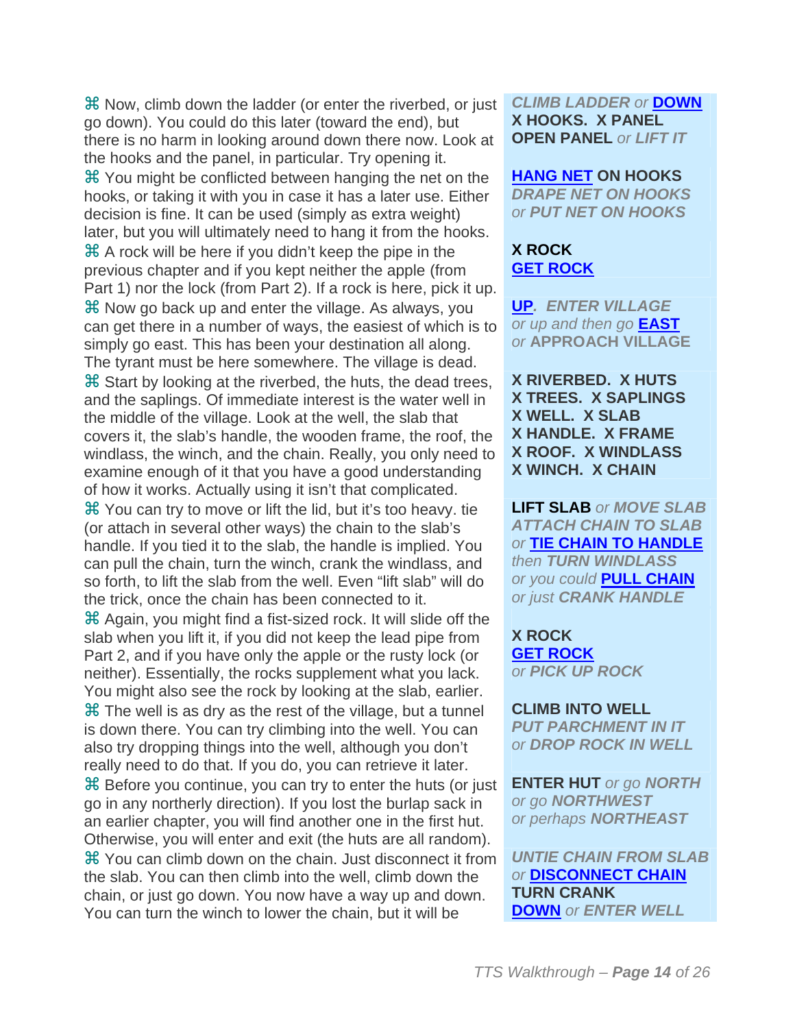⌘ Now, climb down the ladder (or enter the riverbed, or just go down). You could do this later (toward the end), but there is no harm in looking around down there now. Look at the hooks and the panel, in particular. Try opening it.

> *CLIMB LADDER* or **DOWN**
> **X HOOKS. X PANEL**
> **OPEN PANEL** or *LIFT IT*

⌘ You might be conflicted between hanging the net on the hooks, or taking it with you in case it has a later use. Either decision is fine. It can be used (simply as extra weight) later, but you will ultimately need to hang it from the hooks.

> **HANG NET ON HOOKS**
> *DRAPE NET ON HOOKS*
> or *PUT NET ON HOOKS*

⌘ A rock will be here if you didn't keep the pipe in the previous chapter and if you kept neither the apple (from Part 1) nor the lock (from Part 2). If a rock is here, pick it up.

> **X ROCK**
> **GET ROCK**

⌘ Now go back up and enter the village. As always, you can get there in a number of ways, the easiest of which is to simply go east. This has been your destination all along. The tyrant must be here somewhere. The village is dead.

> **UP**. *ENTER VILLAGE*
> or up and then go **EAST**
> or **APPROACH VILLAGE**

⌘ Start by looking at the riverbed, the huts, the dead trees, and the saplings. Of immediate interest is the water well in the middle of the village. Look at the well, the slab that covers it, the slab's handle, the wooden frame, the roof, the windlass, the winch, and the chain. Really, you only need to examine enough of it that you have a good understanding of how it works. Actually using it isn't that complicated.

> **X RIVERBED. X HUTS**
> **X TREES. X SAPLINGS**
> **X WELL. X SLAB**
> **X HANDLE. X FRAME**
> **X ROOF. X WINDLASS**
> **X WINCH. X CHAIN**

⌘ You can try to move or lift the lid, but it's too heavy. tie (or attach in several other ways) the chain to the slab's handle. If you tied it to the slab, the handle is implied. You can pull the chain, turn the winch, crank the windlass, and so forth, to lift the slab from the well. Even "lift slab" will do the trick, once the chain has been connected to it.

> **LIFT SLAB** or *MOVE SLAB*
> *ATTACH CHAIN TO SLAB*
> or **TIE CHAIN TO HANDLE**
> then *TURN WINDLASS*
> or you could **PULL CHAIN**
> or just *CRANK HANDLE*

⌘ Again, you might find a fist-sized rock. It will slide off the slab when you lift it, if you did not keep the lead pipe from Part 2, and if you have only the apple or the rusty lock (or neither). Essentially, the rocks supplement what you lack. You might also see the rock by looking at the slab, earlier.

> **X ROCK**
> **GET ROCK**
> or *PICK UP ROCK*

⌘ The well is as dry as the rest of the village, but a tunnel is down there. You can try climbing into the well. You can also try dropping things into the well, although you don't really need to do that. If you do, you can retrieve it later.

> **CLIMB INTO WELL**
> *PUT PARCHMENT IN IT*
> or *DROP ROCK IN WELL*

⌘ Before you continue, you can try to enter the huts (or just go in any northerly direction). If you lost the burlap sack in an earlier chapter, you will find another one in the first hut. Otherwise, you will enter and exit (the huts are all random).

> **ENTER HUT** or go *NORTH*
> or go *NORTHWEST*
> or perhaps *NORTHEAST*

⌘ You can climb down on the chain. Just disconnect it from the slab. You can then climb into the well, climb down the chain, or just go down. You now have a way up and down. You can turn the winch to lower the chain, but it will be

> *UNTIE CHAIN FROM SLAB*
> or **DISCONNECT CHAIN**
> **TURN CRANK**
> **DOWN** or *ENTER WELL*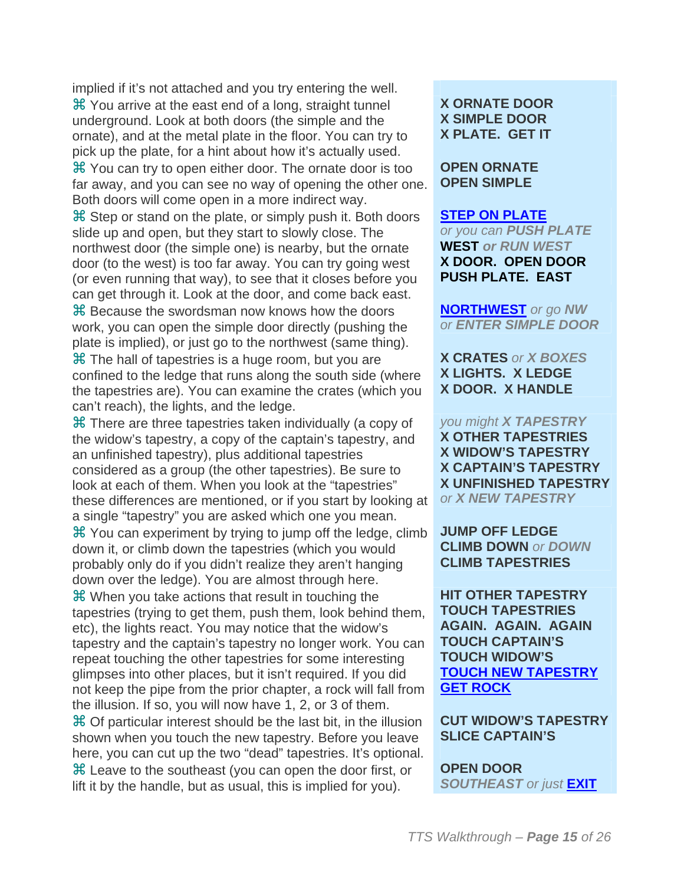implied if it's not attached and you try entering the well.

⌘ You arrive at the east end of a long, straight tunnel underground. Look at both doors (the simple and the ornate), and at the metal plate in the floor. You can try to pick up the plate, for a hint about how it's actually used.

**X ORNATE DOOR**
**X SIMPLE DOOR**
**X PLATE. GET IT**

⌘ You can try to open either door. The ornate door is too far away, and you can see no way of opening the other one. Both doors will come open in a more indirect way.

**OPEN ORNATE**
**OPEN SIMPLE**

⌘ Step or stand on the plate, or simply push it. Both doors slide up and open, but they start to slowly close. The northwest door (the simple one) is nearby, but the ornate door (to the west) is too far away. You can try going west (or even running that way), to see that it closes before you can get through it. Look at the door, and come back east.

**STEP ON PLATE**
*or you can* ***PUSH PLATE***
**WEST** *or* ***RUN WEST***
**X DOOR. OPEN DOOR**
**PUSH PLATE. EAST**

⌘ Because the swordsman now knows how the doors work, you can open the simple door directly (pushing the plate is implied), or just go to the northwest (same thing).

**NORTHWEST** *or go* ***NW***
*or* ***ENTER SIMPLE DOOR***

⌘ The hall of tapestries is a huge room, but you are confined to the ledge that runs along the south side (where the tapestries are). You can examine the crates (which you can't reach), the lights, and the ledge.

**X CRATES** *or* ***X BOXES***
**X LIGHTS. X LEDGE**
**X DOOR. X HANDLE**

⌘ There are three tapestries taken individually (a copy of the widow's tapestry, a copy of the captain's tapestry, and an unfinished tapestry), plus additional tapestries considered as a group (the other tapestries). Be sure to look at each of them. When you look at the "tapestries" these differences are mentioned, or if you start by looking at a single "tapestry" you are asked which one you mean.

*you might* ***X TAPESTRY***
**X OTHER TAPESTRIES**
**X WIDOW'S TAPESTRY**
**X CAPTAIN'S TAPESTRY**
**X UNFINISHED TAPESTRY**
*or* ***X NEW TAPESTRY***

⌘ You can experiment by trying to jump off the ledge, climb down it, or climb down the tapestries (which you would probably only do if you didn't realize they aren't hanging down over the ledge). You are almost through here.

**JUMP OFF LEDGE**
**CLIMB DOWN** *or* ***DOWN***
**CLIMB TAPESTRIES**

⌘ When you take actions that result in touching the tapestries (trying to get them, push them, look behind them, etc), the lights react. You may notice that the widow's tapestry and the captain's tapestry no longer work. You can repeat touching the other tapestries for some interesting glimpses into other places, but it isn't required. If you did not keep the pipe from the prior chapter, a rock will fall from the illusion. If so, you will now have 1, 2, or 3 of them.

**HIT OTHER TAPESTRY**
**TOUCH TAPESTRIES**
**AGAIN. AGAIN. AGAIN**
**TOUCH CAPTAIN'S**
**TOUCH WIDOW'S**
**TOUCH NEW TAPESTRY**
**GET ROCK**

⌘ Of particular interest should be the last bit, in the illusion shown when you touch the new tapestry. Before you leave here, you can cut up the two "dead" tapestries. It's optional.

**CUT WIDOW'S TAPESTRY**
**SLICE CAPTAIN'S**

⌘ Leave to the southeast (you can open the door first, or lift it by the handle, but as usual, this is implied for you).

**OPEN DOOR**
***SOUTHEAST*** *or just* **EXIT**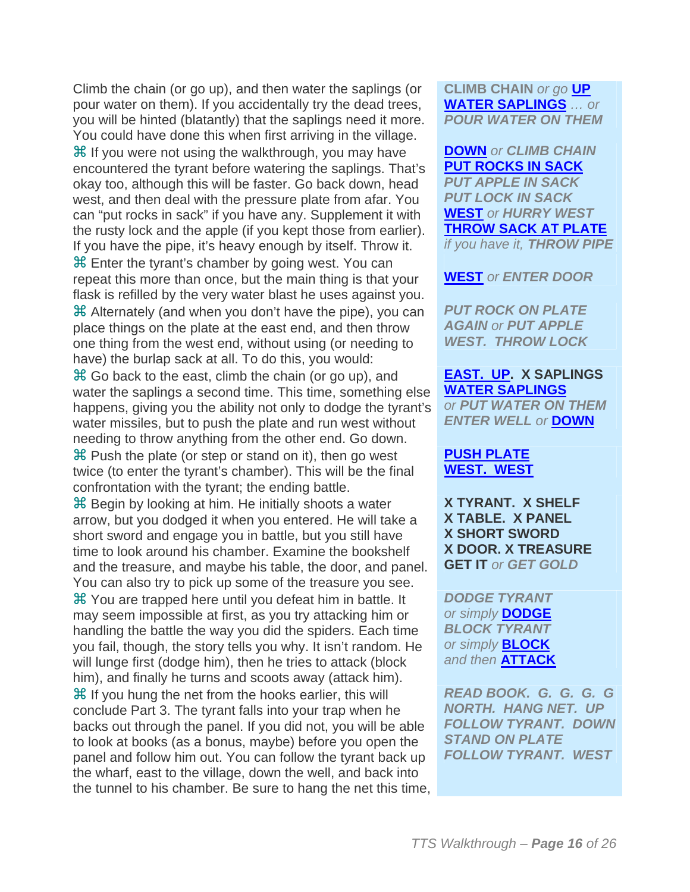Climb the chain (or go up), and then water the saplings (or pour water on them). If you accidentally try the dead trees, you will be hinted (blatantly) that the saplings need it more. You could have done this when first arriving in the village.

**CLIMB CHAIN** *or go* **UP**
**WATER SAPLINGS** *… or* ***POUR WATER ON THEM***

⌘ If you were not using the walkthrough, you may have encountered the tyrant before watering the saplings. That's okay too, although this will be faster. Go back down, head west, and then deal with the pressure plate from afar. You can "put rocks in sack" if you have any. Supplement it with the rusty lock and the apple (if you kept those from earlier). If you have the pipe, it's heavy enough by itself. Throw it.

**DOWN** *or* ***CLIMB CHAIN***
**PUT ROCKS IN SACK**
***PUT APPLE IN SACK***
***PUT LOCK IN SACK***
**WEST** *or* ***HURRY WEST***
**THROW SACK AT PLATE**
*if you have it,* ***THROW PIPE***

⌘ Enter the tyrant's chamber by going west. You can repeat this more than once, but the main thing is that your flask is refilled by the very water blast he uses against you.

**WEST** *or* ***ENTER DOOR***

⌘ Alternately (and when you don't have the pipe), you can place things on the plate at the east end, and then throw one thing from the west end, without using (or needing to have) the burlap sack at all. To do this, you would:

***PUT ROCK ON PLATE***
***AGAIN*** *or* ***PUT APPLE***
***WEST. THROW LOCK***

⌘ Go back to the east, climb the chain (or go up), and water the saplings a second time. This time, something else happens, giving you the ability not only to dodge the tyrant's water missiles, but to push the plate and run west without needing to throw anything from the other end. Go down.

**EAST. UP. X SAPLINGS**
**WATER SAPLINGS**
*or* ***PUT WATER ON THEM***
***ENTER WELL*** *or* **DOWN**

⌘ Push the plate (or step or stand on it), then go west twice (to enter the tyrant's chamber). This will be the final confrontation with the tyrant; the ending battle.

**PUSH PLATE**
**WEST. WEST**

⌘ Begin by looking at him. He initially shoots a water arrow, but you dodged it when you entered. He will take a short sword and engage you in battle, but you still have time to look around his chamber. Examine the bookshelf and the treasure, and maybe his table, the door, and panel. You can also try to pick up some of the treasure you see.

**X TYRANT. X SHELF**
**X TABLE. X PANEL**
**X SHORT SWORD**
**X DOOR. X TREASURE**
**GET IT** *or* ***GET GOLD***

⌘ You are trapped here until you defeat him in battle. It may seem impossible at first, as you try attacking him or handling the battle the way you did the spiders. Each time you fail, though, the story tells you why. It isn't random. He will lunge first (dodge him), then he tries to attack (block him), and finally he turns and scoots away (attack him).

***DODGE TYRANT***
*or simply* **DODGE**
***BLOCK TYRANT***
*or simply* **BLOCK**
*and then* **ATTACK**

⌘ If you hung the net from the hooks earlier, this will conclude Part 3. The tyrant falls into your trap when he backs out through the panel. If you did not, you will be able to look at books (as a bonus, maybe) before you open the panel and follow him out. You can follow the tyrant back up the wharf, east to the village, down the well, and back into the tunnel to his chamber. Be sure to hang the net this time,

***READ BOOK. G. G. G. G***
***NORTH. HANG NET. UP***
***FOLLOW TYRANT. DOWN***
***STAND ON PLATE***
***FOLLOW TYRANT. WEST***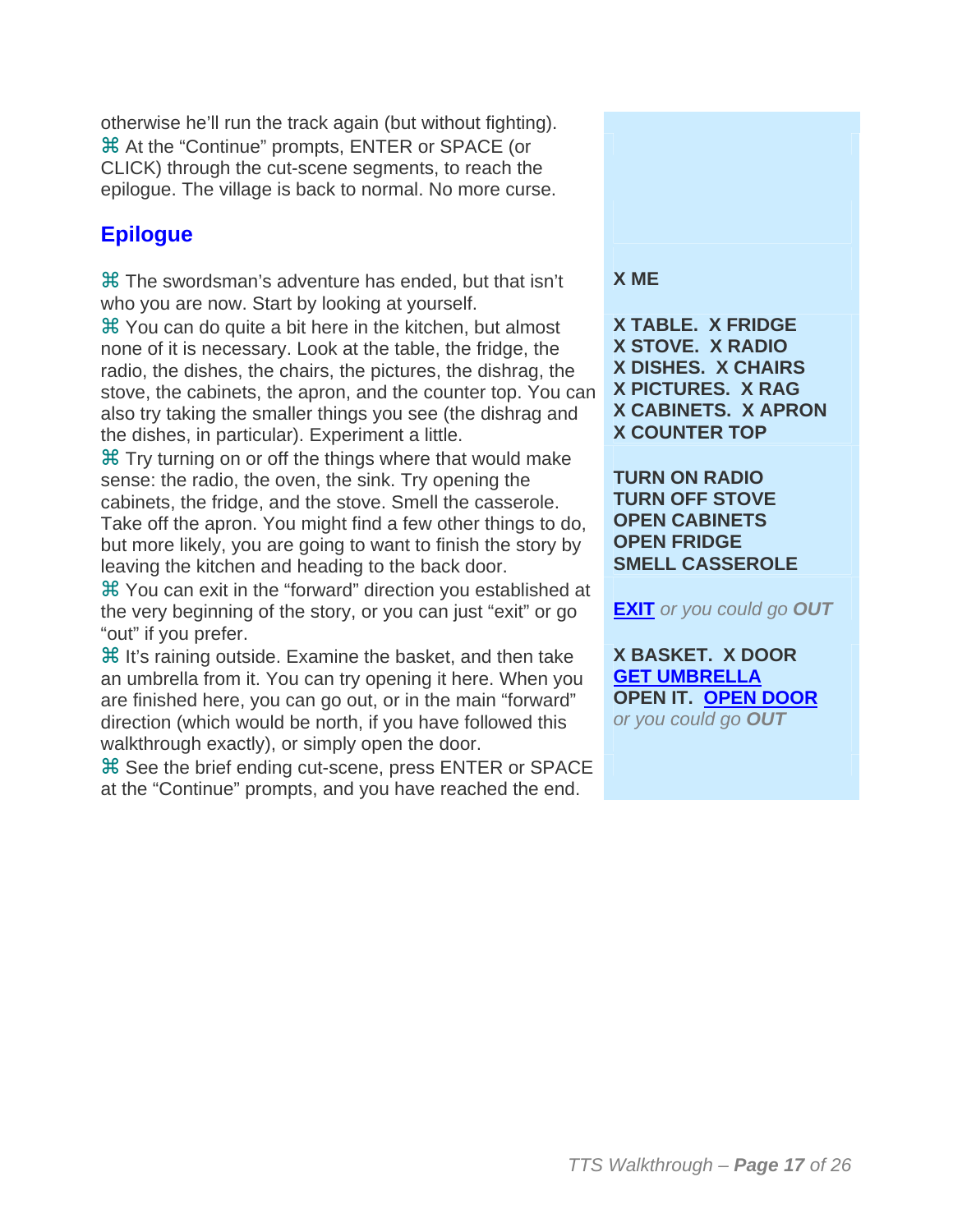otherwise he'll run the track again (but without fighting).

⌘ At the "Continue" prompts, ENTER or SPACE (or CLICK) through the cut-scene segments, to reach the epilogue. The village is back to normal. No more curse.

## Epilogue

⌘ The swordsman's adventure has ended, but that isn't who you are now. Start by looking at yourself.

**X ME**

⌘ You can do quite a bit here in the kitchen, but almost none of it is necessary. Look at the table, the fridge, the radio, the dishes, the chairs, the pictures, the dishrag, the stove, the cabinets, the apron, and the counter top. You can also try taking the smaller things you see (the dishrag and the dishes, in particular). Experiment a little.

**X TABLE. X FRIDGE**
**X STOVE. X RADIO**
**X DISHES. X CHAIRS**
**X PICTURES. X RAG**
**X CABINETS. X APRON**
**X COUNTER TOP**

⌘ Try turning on or off the things where that would make sense: the radio, the oven, the sink. Try opening the cabinets, the fridge, and the stove. Smell the casserole. Take off the apron. You might find a few other things to do, but more likely, you are going to want to finish the story by leaving the kitchen and heading to the back door.

**TURN ON RADIO**
**TURN OFF STOVE**
**OPEN CABINETS**
**OPEN FRIDGE**
**SMELL CASSEROLE**

⌘ You can exit in the "forward" direction you established at the very beginning of the story, or you can just "exit" or go "out" if you prefer.

**EXIT** *or you could go* ***OUT***

⌘ It's raining outside. Examine the basket, and then take an umbrella from it. You can try opening it here. When you are finished here, you can go out, or in the main "forward" direction (which would be north, if you have followed this walkthrough exactly), or simply open the door.

**X BASKET. X DOOR**
**GET UMBRELLA**
**OPEN IT. OPEN DOOR**
*or you could go* ***OUT***

⌘ See the brief ending cut-scene, press ENTER or SPACE at the "Continue" prompts, and you have reached the end.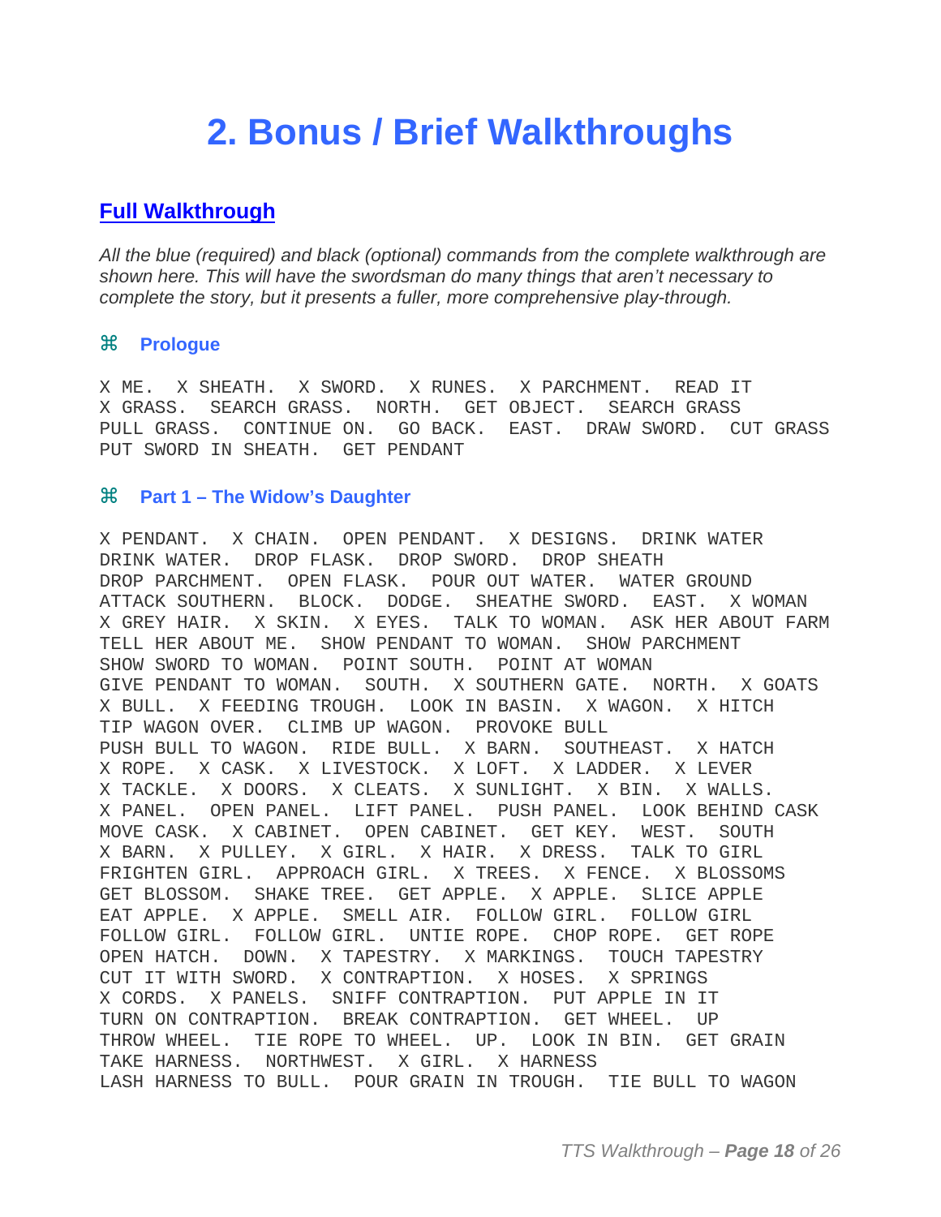# 2. Bonus / Brief Walkthroughs

## Full Walkthrough

*All the blue (required) and black (optional) commands from the complete walkthrough are shown here. This will have the swordsman do many things that aren't necessary to complete the story, but it presents a fuller, more comprehensive play-through.*

### ⌘ Prologue

```
X ME.  X SHEATH.  X SWORD.  X RUNES.  X PARCHMENT.  READ IT
X GRASS.  SEARCH GRASS.  NORTH.  GET OBJECT.  SEARCH GRASS
PULL GRASS.  CONTINUE ON.  GO BACK.  EAST.  DRAW SWORD.  CUT GRASS
PUT SWORD IN SHEATH.  GET PENDANT
```

### ⌘ Part 1 – The Widow's Daughter

```
X PENDANT.  X CHAIN.  OPEN PENDANT.  X DESIGNS.  DRINK WATER
DRINK WATER.  DROP FLASK.  DROP SWORD.  DROP SHEATH
DROP PARCHMENT.  OPEN FLASK.  POUR OUT WATER.  WATER GROUND
ATTACK SOUTHERN.  BLOCK.  DODGE.  SHEATHE SWORD.  EAST.  X WOMAN
X GREY HAIR.  X SKIN.  X EYES.  TALK TO WOMAN.  ASK HER ABOUT FARM
TELL HER ABOUT ME.  SHOW PENDANT TO WOMAN.  SHOW PARCHMENT
SHOW SWORD TO WOMAN.  POINT SOUTH.  POINT AT WOMAN
GIVE PENDANT TO WOMAN.  SOUTH.  X SOUTHERN GATE.  NORTH.  X GOATS
X BULL.  X FEEDING TROUGH.  LOOK IN BASIN.  X WAGON.  X HITCH
TIP WAGON OVER.  CLIMB UP WAGON.  PROVOKE BULL
PUSH BULL TO WAGON.  RIDE BULL.  X BARN.  SOUTHEAST.  X HATCH
X ROPE.  X CASK.  X LIVESTOCK.  X LOFT.  X LADDER.  X LEVER
X TACKLE.  X DOORS.  X CLEATS.  X SUNLIGHT.  X BIN.  X WALLS.
X PANEL.  OPEN PANEL.  LIFT PANEL.  PUSH PANEL.  LOOK BEHIND CASK
MOVE CASK.  X CABINET.  OPEN CABINET.  GET KEY.  WEST.  SOUTH
X BARN.  X PULLEY.  X GIRL.  X HAIR.  X DRESS.  TALK TO GIRL
FRIGHTEN GIRL.  APPROACH GIRL.  X TREES.  X FENCE.  X BLOSSOMS
GET BLOSSOM.  SHAKE TREE.  GET APPLE.  X APPLE.  SLICE APPLE
EAT APPLE.  X APPLE.  SMELL AIR.  FOLLOW GIRL.  FOLLOW GIRL
FOLLOW GIRL.  FOLLOW GIRL.  UNTIE ROPE.  CHOP ROPE.  GET ROPE
OPEN HATCH.  DOWN.  X TAPESTRY.  X MARKINGS.  TOUCH TAPESTRY
CUT IT WITH SWORD.  X CONTRAPTION.  X HOSES.  X SPRINGS
X CORDS.  X PANELS.  SNIFF CONTRAPTION.  PUT APPLE IN IT
TURN ON CONTRAPTION.  BREAK CONTRAPTION.  GET WHEEL.  UP
THROW WHEEL.  TIE ROPE TO WHEEL.  UP.  LOOK IN BIN.  GET GRAIN
TAKE HARNESS.  NORTHWEST.  X GIRL.  X HARNESS
LASH HARNESS TO BULL.  POUR GRAIN IN TROUGH.  TIE BULL TO WAGON
```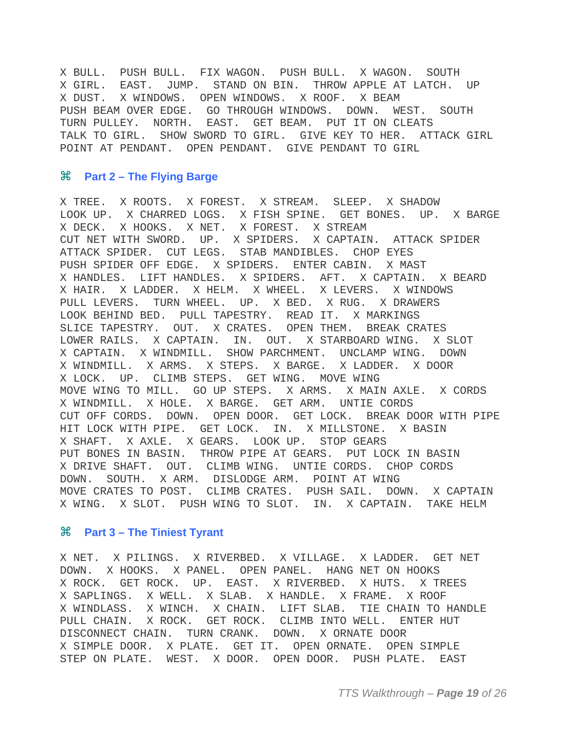X BULL.  PUSH BULL.  FIX WAGON.  PUSH BULL.  X WAGON.  SOUTH
X GIRL.  EAST.  JUMP.  STAND ON BIN.  THROW APPLE AT LATCH.  UP
X DUST.  X WINDOWS.  OPEN WINDOWS.  X ROOF.  X BEAM
PUSH BEAM OVER EDGE.  GO THROUGH WINDOWS.  DOWN.  WEST.  SOUTH
TURN PULLEY.  NORTH.  EAST.  GET BEAM.  PUT IT ON CLEATS
TALK TO GIRL.  SHOW SWORD TO GIRL.  GIVE KEY TO HER.  ATTACK GIRL
POINT AT PENDANT.  OPEN PENDANT.  GIVE PENDANT TO GIRL

## ⌘ Part 2 – The Flying Barge

X TREE.  X ROOTS.  X FOREST.  X STREAM.  SLEEP.  X SHADOW
LOOK UP.  X CHARRED LOGS.  X FISH SPINE.  GET BONES.  UP.  X BARGE
X DECK.  X HOOKS.  X NET.  X FOREST.  X STREAM
CUT NET WITH SWORD.  UP.  X SPIDERS.  X CAPTAIN.  ATTACK SPIDER
ATTACK SPIDER.  CUT LEGS.  STAB MANDIBLES.  CHOP EYES
PUSH SPIDER OFF EDGE.  X SPIDERS.  ENTER CABIN.  X MAST
X HANDLES.  LIFT HANDLES.  X SPIDERS.  AFT.  X CAPTAIN.  X BEARD
X HAIR.  X LADDER.  X HELM.  X WHEEL.  X LEVERS.  X WINDOWS
PULL LEVERS.  TURN WHEEL.  UP.  X BED.  X RUG.  X DRAWERS
LOOK BEHIND BED.  PULL TAPESTRY.  READ IT.  X MARKINGS
SLICE TAPESTRY.  OUT.  X CRATES.  OPEN THEM.  BREAK CRATES
LOWER RAILS.  X CAPTAIN.  IN.  OUT.  X STARBOARD WING.  X SLOT
X CAPTAIN.  X WINDMILL.  SHOW PARCHMENT.  UNCLAMP WING.  DOWN
X WINDMILL.  X ARMS.  X STEPS.  X BARGE.  X LADDER.  X DOOR
X LOCK.  UP.  CLIMB STEPS.  GET WING.  MOVE WING
MOVE WING TO MILL.  GO UP STEPS.  X ARMS.  X MAIN AXLE.  X CORDS
X WINDMILL.  X HOLE.  X BARGE.  GET ARM.  UNTIE CORDS
CUT OFF CORDS.  DOWN.  OPEN DOOR.  GET LOCK.  BREAK DOOR WITH PIPE
HIT LOCK WITH PIPE.  GET LOCK.  IN.  X MILLSTONE.  X BASIN
X SHAFT.  X AXLE.  X GEARS.  LOOK UP.  STOP GEARS
PUT BONES IN BASIN.  THROW PIPE AT GEARS.  PUT LOCK IN BASIN
X DRIVE SHAFT.  OUT.  CLIMB WING.  UNTIE CORDS.  CHOP CORDS
DOWN.  SOUTH.  X ARM.  DISLODGE ARM.  POINT AT WING
MOVE CRATES TO POST.  CLIMB CRATES.  PUSH SAIL.  DOWN.  X CAPTAIN
X WING.  X SLOT.  PUSH WING TO SLOT.  IN.  X CAPTAIN.  TAKE HELM

## ⌘ Part 3 – The Tiniest Tyrant

X NET.  X PILINGS.  X RIVERBED.  X VILLAGE.  X LADDER.  GET NET
DOWN.  X HOOKS.  X PANEL.  OPEN PANEL.  HANG NET ON HOOKS
X ROCK.  GET ROCK.  UP.  EAST.  X RIVERBED.  X HUTS.  X TREES
X SAPLINGS.  X WELL.  X SLAB.  X HANDLE.  X FRAME.  X ROOF
X WINDLASS.  X WINCH.  X CHAIN.  LIFT SLAB.  TIE CHAIN TO HANDLE
PULL CHAIN.  X ROCK.  GET ROCK.  CLIMB INTO WELL.  ENTER HUT
DISCONNECT CHAIN.  TURN CRANK.  DOWN.  X ORNATE DOOR
X SIMPLE DOOR.  X PLATE.  GET IT.  OPEN ORNATE.  OPEN SIMPLE
STEP ON PLATE.  WEST.  X DOOR.  OPEN DOOR.  PUSH PLATE.  EAST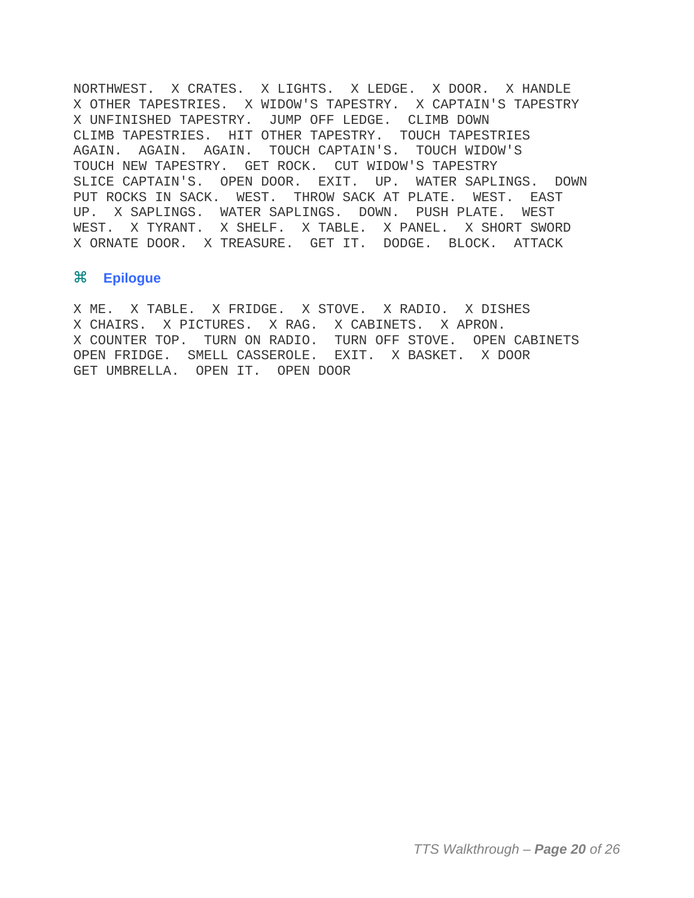NORTHWEST.  X CRATES.  X LIGHTS.  X LEDGE.  X DOOR.  X HANDLE
X OTHER TAPESTRIES.  X WIDOW'S TAPESTRY.  X CAPTAIN'S TAPESTRY
X UNFINISHED TAPESTRY.  JUMP OFF LEDGE.  CLIMB DOWN
CLIMB TAPESTRIES.  HIT OTHER TAPESTRY.  TOUCH TAPESTRIES
AGAIN.  AGAIN.  AGAIN.  TOUCH CAPTAIN'S.  TOUCH WIDOW'S
TOUCH NEW TAPESTRY.  GET ROCK.  CUT WIDOW'S TAPESTRY
SLICE CAPTAIN'S.  OPEN DOOR.  EXIT.  UP.  WATER SAPLINGS.  DOWN
PUT ROCKS IN SACK.  WEST.  THROW SACK AT PLATE.  WEST.  EAST
UP.  X SAPLINGS.  WATER SAPLINGS.  DOWN.  PUSH PLATE.  WEST
WEST.  X TYRANT.  X SHELF.  X TABLE.  X PANEL.  X SHORT SWORD
X ORNATE DOOR.  X TREASURE.  GET IT.  DODGE.  BLOCK.  ATTACK

## ⌘ Epilogue

X ME.  X TABLE.  X FRIDGE.  X STOVE.  X RADIO.  X DISHES
X CHAIRS.  X PICTURES.  X RAG.  X CABINETS.  X APRON.
X COUNTER TOP.  TURN ON RADIO.  TURN OFF STOVE.  OPEN CABINETS
OPEN FRIDGE.  SMELL CASSEROLE.  EXIT.  X BASKET.  X DOOR
GET UMBRELLA.  OPEN IT.  OPEN DOOR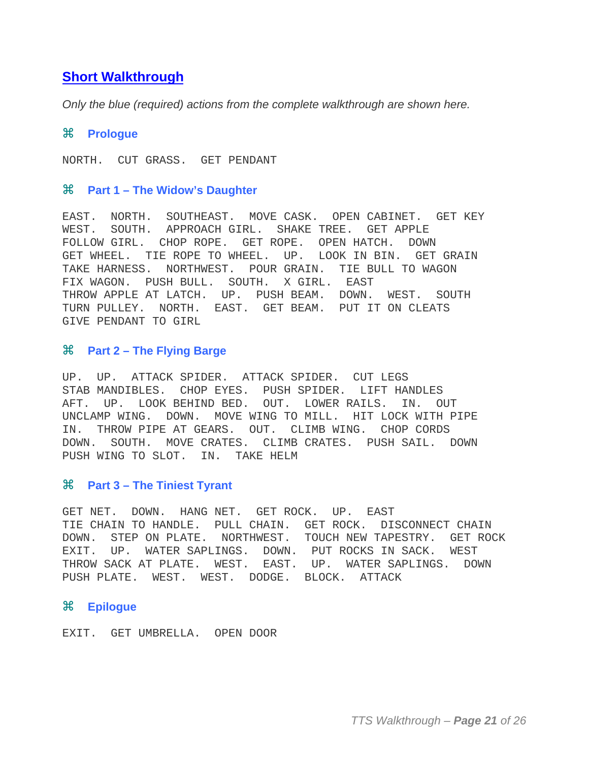## Short Walkthrough

*Only the blue (required) actions from the complete walkthrough are shown here.*

### ⌘ Prologue

```
NORTH.  CUT GRASS.  GET PENDANT
```

### ⌘ Part 1 – The Widow's Daughter

```
EAST.  NORTH.  SOUTHEAST.  MOVE CASK.  OPEN CABINET.  GET KEY
WEST.  SOUTH.  APPROACH GIRL.  SHAKE TREE.  GET APPLE
FOLLOW GIRL.  CHOP ROPE.  GET ROPE.  OPEN HATCH.  DOWN
GET WHEEL.  TIE ROPE TO WHEEL.  UP.  LOOK IN BIN.  GET GRAIN
TAKE HARNESS.  NORTHWEST.  POUR GRAIN.  TIE BULL TO WAGON
FIX WAGON.  PUSH BULL.  SOUTH.  X GIRL.  EAST
THROW APPLE AT LATCH.  UP.  PUSH BEAM.  DOWN.  WEST.  SOUTH
TURN PULLEY.  NORTH.  EAST.  GET BEAM.  PUT IT ON CLEATS
GIVE PENDANT TO GIRL
```

### ⌘ Part 2 – The Flying Barge

```
UP.  UP.  ATTACK SPIDER.  ATTACK SPIDER.  CUT LEGS
STAB MANDIBLES.  CHOP EYES.  PUSH SPIDER.  LIFT HANDLES
AFT.  UP.  LOOK BEHIND BED.  OUT.  LOWER RAILS.  IN.  OUT
UNCLAMP WING.  DOWN.  MOVE WING TO MILL.  HIT LOCK WITH PIPE
IN.  THROW PIPE AT GEARS.  OUT.  CLIMB WING.  CHOP CORDS
DOWN.  SOUTH.  MOVE CRATES.  CLIMB CRATES.  PUSH SAIL.  DOWN
PUSH WING TO SLOT.  IN.  TAKE HELM
```

### ⌘ Part 3 – The Tiniest Tyrant

```
GET NET.  DOWN.  HANG NET.  GET ROCK.  UP.  EAST
TIE CHAIN TO HANDLE.  PULL CHAIN.  GET ROCK.  DISCONNECT CHAIN
DOWN.  STEP ON PLATE.  NORTHWEST.  TOUCH NEW TAPESTRY.  GET ROCK
EXIT.  UP.  WATER SAPLINGS.  DOWN.  PUT ROCKS IN SACK.  WEST
THROW SACK AT PLATE.  WEST.  EAST.  UP.  WATER SAPLINGS.  DOWN
PUSH PLATE.  WEST.  WEST.  DODGE.  BLOCK.  ATTACK
```

### ⌘ Epilogue

```
EXIT.  GET UMBRELLA.  OPEN DOOR
```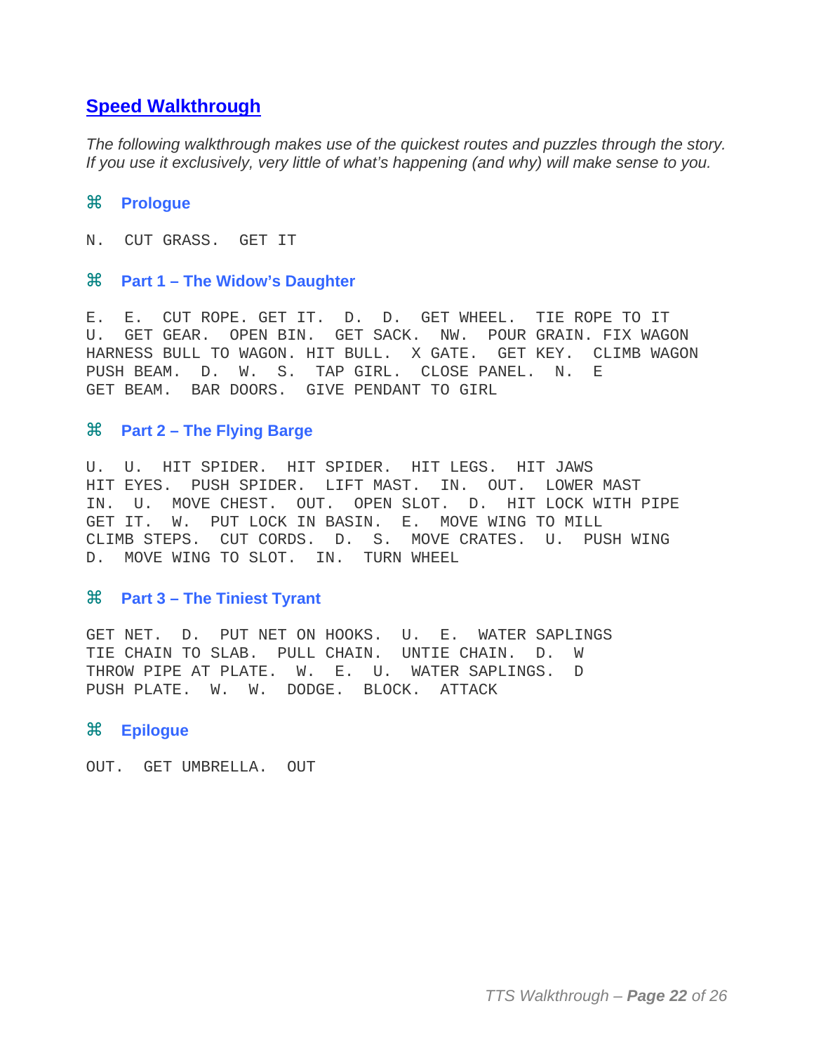## Speed Walkthrough

*The following walkthrough makes use of the quickest routes and puzzles through the story. If you use it exclusively, very little of what's happening (and why) will make sense to you.*

### ⌘ Prologue

```
N.  CUT GRASS.  GET IT
```

### ⌘ Part 1 – The Widow's Daughter

```
E.  E.  CUT ROPE. GET IT.  D.  D.  GET WHEEL.  TIE ROPE TO IT
U.  GET GEAR.  OPEN BIN.  GET SACK.  NW.  POUR GRAIN. FIX WAGON
HARNESS BULL TO WAGON. HIT BULL.  X GATE.  GET KEY.  CLIMB WAGON
PUSH BEAM.  D.  W.  S.  TAP GIRL.  CLOSE PANEL.  N.  E
GET BEAM.  BAR DOORS.  GIVE PENDANT TO GIRL
```

### ⌘ Part 2 – The Flying Barge

```
U.  U.  HIT SPIDER.  HIT SPIDER.  HIT LEGS.  HIT JAWS
HIT EYES.  PUSH SPIDER.  LIFT MAST.  IN.  OUT.  LOWER MAST
IN.  U.  MOVE CHEST.  OUT.  OPEN SLOT.  D.  HIT LOCK WITH PIPE
GET IT.  W.  PUT LOCK IN BASIN.  E.  MOVE WING TO MILL
CLIMB STEPS.  CUT CORDS.  D.  S.  MOVE CRATES.  U.  PUSH WING
D.  MOVE WING TO SLOT.  IN.  TURN WHEEL
```

### ⌘ Part 3 – The Tiniest Tyrant

```
GET NET.  D.  PUT NET ON HOOKS.  U.  E.  WATER SAPLINGS
TIE CHAIN TO SLAB.  PULL CHAIN.  UNTIE CHAIN.  D.  W
THROW PIPE AT PLATE.  W.  E.  U.  WATER SAPLINGS.  D
PUSH PLATE.  W.  W.  DODGE.  BLOCK.  ATTACK
```

### ⌘ Epilogue

```
OUT.  GET UMBRELLA.  OUT
```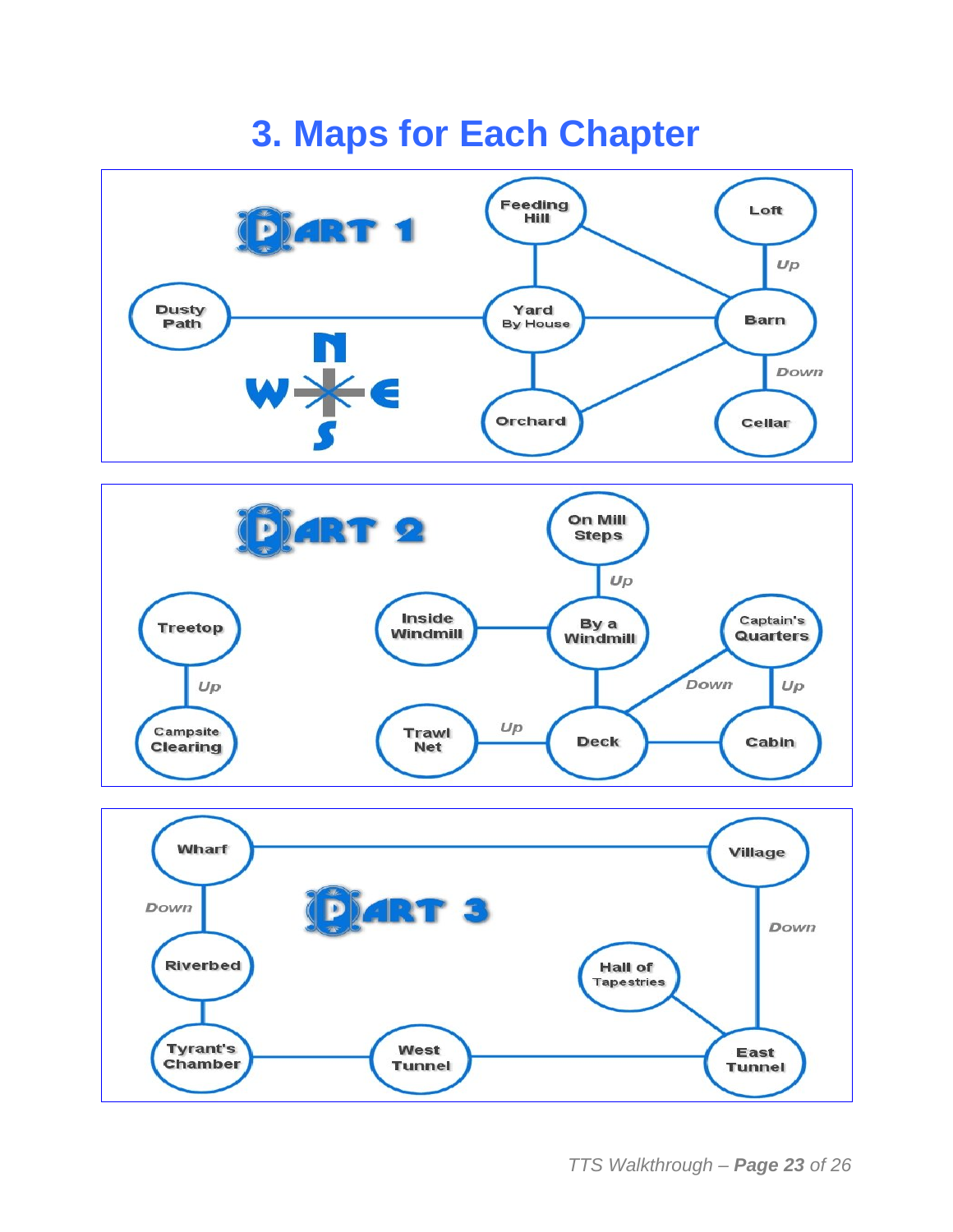# 3. Maps for Each Chapter

**PART 1**

Dusty Path, Feeding Hill, Yard By House, Orchard, Loft, Barn, Cellar

Up, Down

N, W, E, S

**PART 2**

Treetop, Campsite Clearing, Inside Windmill, On Mill Steps, By a Windmill, Trawl Net, Deck, Captain's Quarters, Cabin

Up, Up, Up, Down, Up

**PART 3**

Wharf, Village, Riverbed, Tyrant's Chamber, West Tunnel, Hall of Tapestries, East Tunnel

Down, Down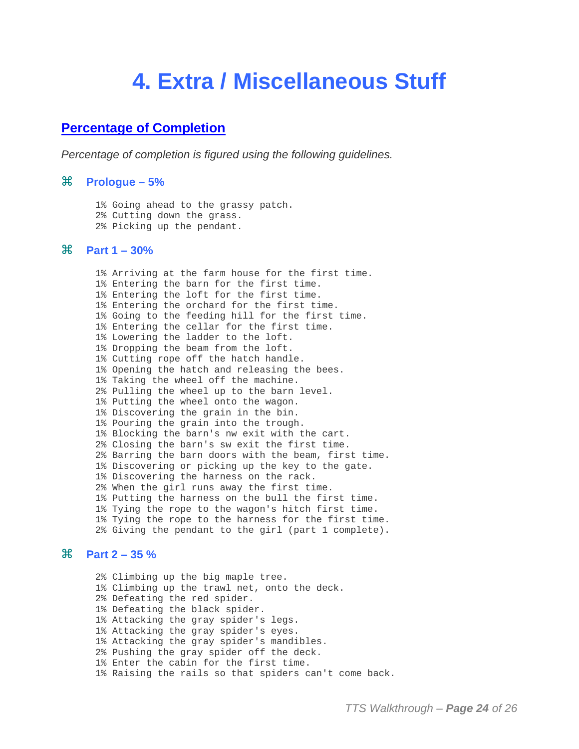# 4. Extra / Miscellaneous Stuff

## Percentage of Completion

*Percentage of completion is figured using the following guidelines.*

### ⌘ Prologue – 5%

```
1% Going ahead to the grassy patch.
2% Cutting down the grass.
2% Picking up the pendant.
```

### ⌘ Part 1 – 30%

```
1% Arriving at the farm house for the first time.
1% Entering the barn for the first time.
1% Entering the loft for the first time.
1% Entering the orchard for the first time.
1% Going to the feeding hill for the first time.
1% Entering the cellar for the first time.
1% Lowering the ladder to the loft.
1% Dropping the beam from the loft.
1% Cutting rope off the hatch handle.
1% Opening the hatch and releasing the bees.
1% Taking the wheel off the machine.
2% Pulling the wheel up to the barn level.
1% Putting the wheel onto the wagon.
1% Discovering the grain in the bin.
1% Pouring the grain into the trough.
1% Blocking the barn's nw exit with the cart.
2% Closing the barn's sw exit the first time.
2% Barring the barn doors with the beam, first time.
1% Discovering or picking up the key to the gate.
1% Discovering the harness on the rack.
2% When the girl runs away the first time.
1% Putting the harness on the bull the first time.
1% Tying the rope to the wagon's hitch first time.
1% Tying the rope to the harness for the first time.
2% Giving the pendant to the girl (part 1 complete).
```

### ⌘ Part 2 – 35 %

```
2% Climbing up the big maple tree.
1% Climbing up the trawl net, onto the deck.
2% Defeating the red spider.
1% Defeating the black spider.
1% Attacking the gray spider's legs.
1% Attacking the gray spider's eyes.
1% Attacking the gray spider's mandibles.
2% Pushing the gray spider off the deck.
1% Enter the cabin for the first time.
1% Raising the rails so that spiders can't come back.
```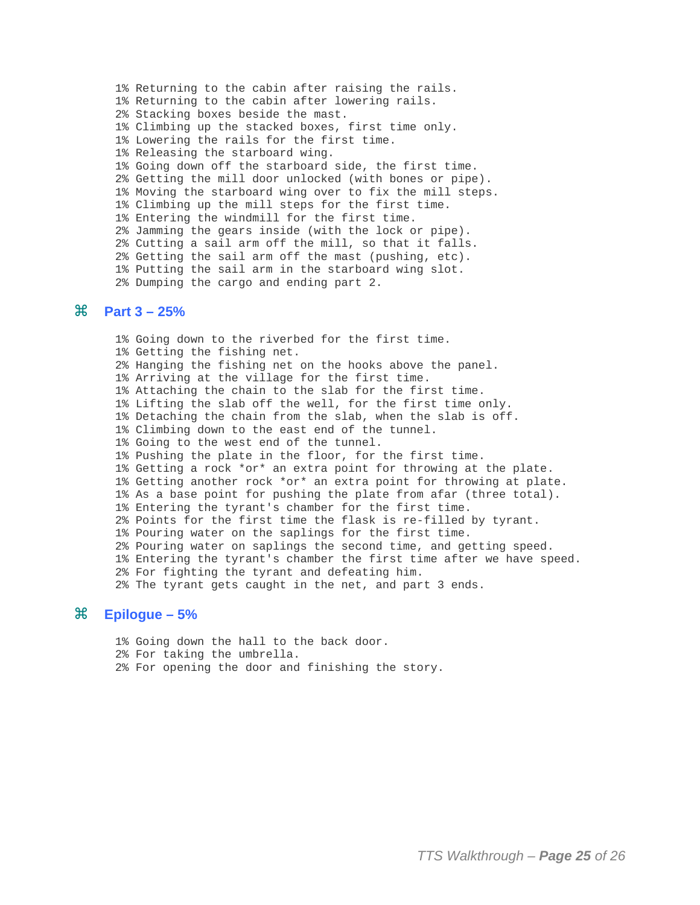```
1% Returning to the cabin after raising the rails.
1% Returning to the cabin after lowering rails.
2% Stacking boxes beside the mast.
1% Climbing up the stacked boxes, first time only.
1% Lowering the rails for the first time.
1% Releasing the starboard wing.
1% Going down off the starboard side, the first time.
2% Getting the mill door unlocked (with bones or pipe).
1% Moving the starboard wing over to fix the mill steps.
1% Climbing up the mill steps for the first time.
1% Entering the windmill for the first time.
2% Jamming the gears inside (with the lock or pipe).
2% Cutting a sail arm off the mill, so that it falls.
2% Getting the sail arm off the mast (pushing, etc).
1% Putting the sail arm in the starboard wing slot.
2% Dumping the cargo and ending part 2.
```

## ⌘ Part 3 – 25%

```
1% Going down to the riverbed for the first time.
1% Getting the fishing net.
2% Hanging the fishing net on the hooks above the panel.
1% Arriving at the village for the first time.
1% Attaching the chain to the slab for the first time.
1% Lifting the slab off the well, for the first time only.
1% Detaching the chain from the slab, when the slab is off.
1% Climbing down to the east end of the tunnel.
1% Going to the west end of the tunnel.
1% Pushing the plate in the floor, for the first time.
1% Getting a rock *or* an extra point for throwing at the plate.
1% Getting another rock *or* an extra point for throwing at plate.
1% As a base point for pushing the plate from afar (three total).
1% Entering the tyrant's chamber for the first time.
2% Points for the first time the flask is re-filled by tyrant.
1% Pouring water on the saplings for the first time.
2% Pouring water on saplings the second time, and getting speed.
1% Entering the tyrant's chamber the first time after we have speed.
2% For fighting the tyrant and defeating him.
2% The tyrant gets caught in the net, and part 3 ends.
```

## ⌘ Epilogue – 5%

```
1% Going down the hall to the back door.
2% For taking the umbrella.
2% For opening the door and finishing the story.
```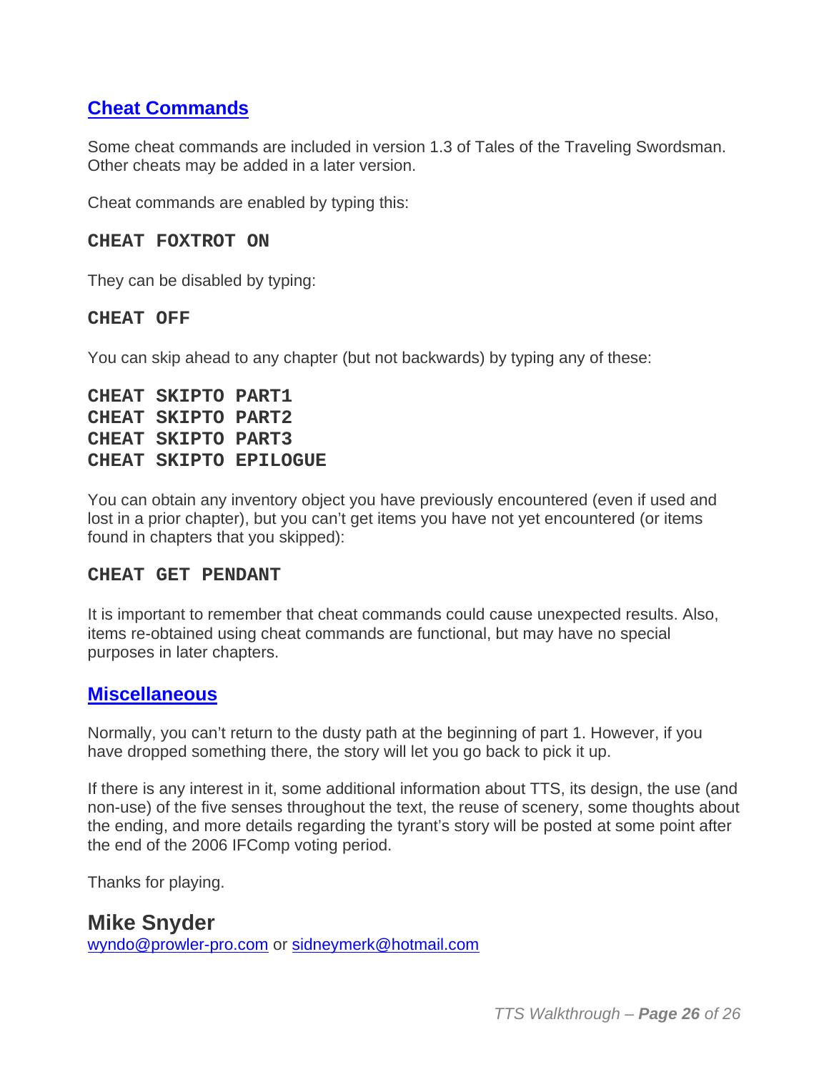## Cheat Commands

Some cheat commands are included in version 1.3 of Tales of the Traveling Swordsman. Other cheats may be added in a later version.

Cheat commands are enabled by typing this:

```
CHEAT FOXTROT ON
```

They can be disabled by typing:

```
CHEAT OFF
```

You can skip ahead to any chapter (but not backwards) by typing any of these:

```
CHEAT SKIPTO PART1
CHEAT SKIPTO PART2
CHEAT SKIPTO PART3
CHEAT SKIPTO EPILOGUE
```

You can obtain any inventory object you have previously encountered (even if used and lost in a prior chapter), but you can't get items you have not yet encountered (or items found in chapters that you skipped):

```
CHEAT GET PENDANT
```

It is important to remember that cheat commands could cause unexpected results. Also, items re-obtained using cheat commands are functional, but may have no special purposes in later chapters.

## Miscellaneous

Normally, you can't return to the dusty path at the beginning of part 1. However, if you have dropped something there, the story will let you go back to pick it up.

If there is any interest in it, some additional information about TTS, its design, the use (and non-use) of the five senses throughout the text, the reuse of scenery, some thoughts about the ending, and more details regarding the tyrant's story will be posted at some point after the end of the 2006 IFComp voting period.

Thanks for playing.

### Mike Snyder

wyndo@prowler-pro.com or sidneymerk@hotmail.com